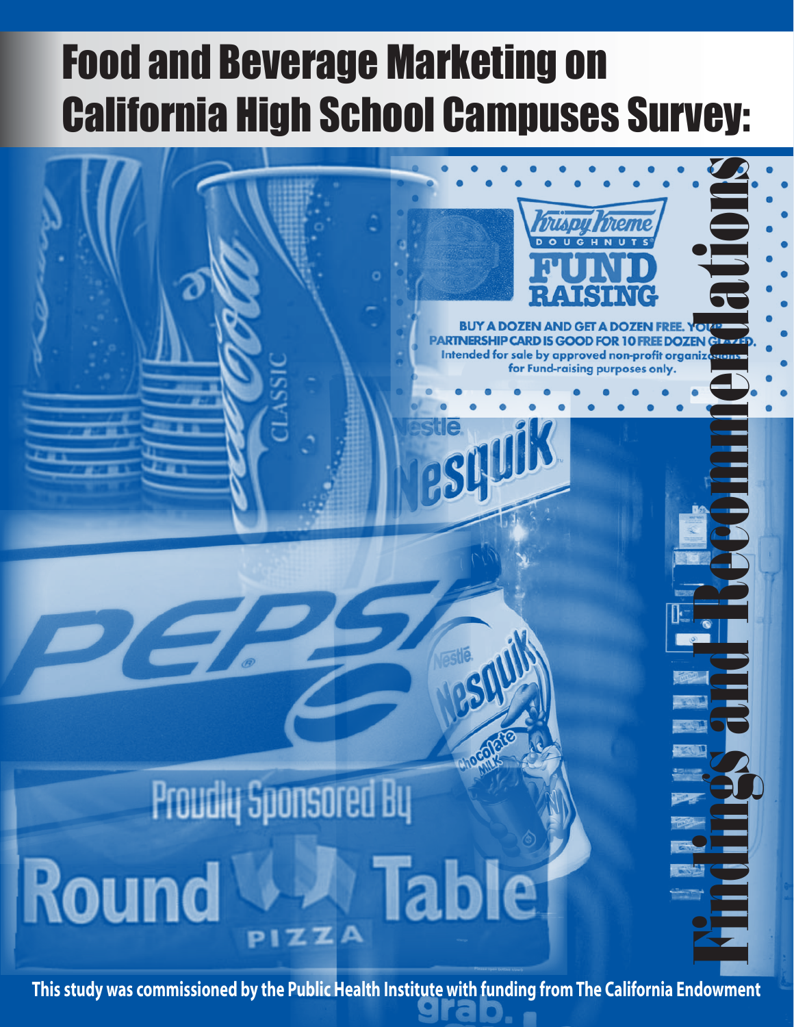# Food and Beverage Marketing on California High School Campuses Survey:

## Findings and Recommendations

**This study was commissioned by the Public Health Institute with funding from The California Endowment**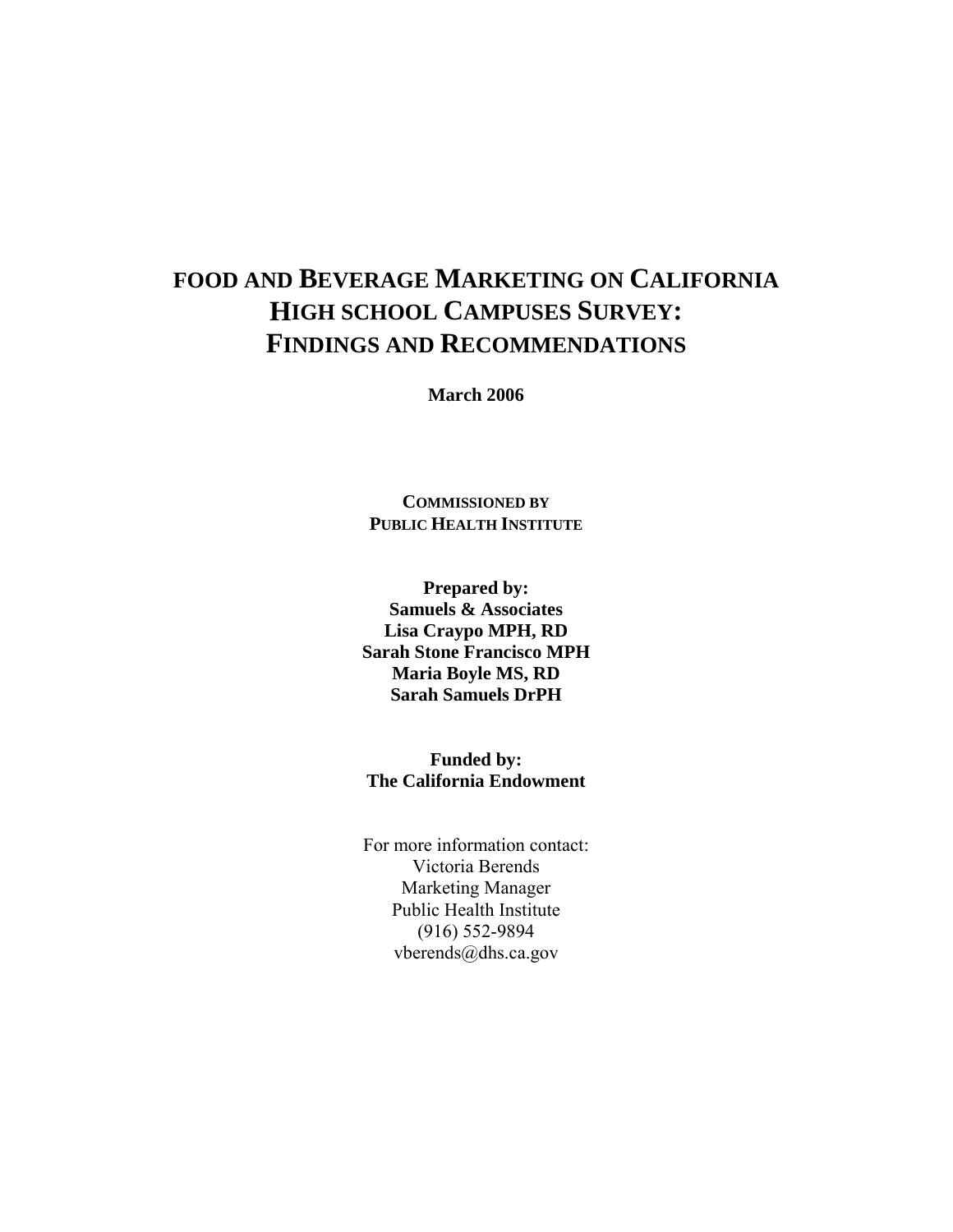# FOOD AND BEVERAGE MARKETING ON CALIFORNIA HIGH SCHOOL CAMPUSES SURVEY: FINDINGS AND RECOMMENDATIONS

**March 2006**

**COMMISSIONED BY**
**PUBLIC HEALTH INSTITUTE**

**Prepared by:**
**Samuels & Associates**
**Lisa Craypo MPH, RD**
**Sarah Stone Francisco MPH**
**Maria Boyle MS, RD**
**Sarah Samuels DrPH**

**Funded by:**
**The California Endowment**

For more information contact:
Victoria Berends
Marketing Manager
Public Health Institute
(916) 552-9894
vberends@dhs.ca.gov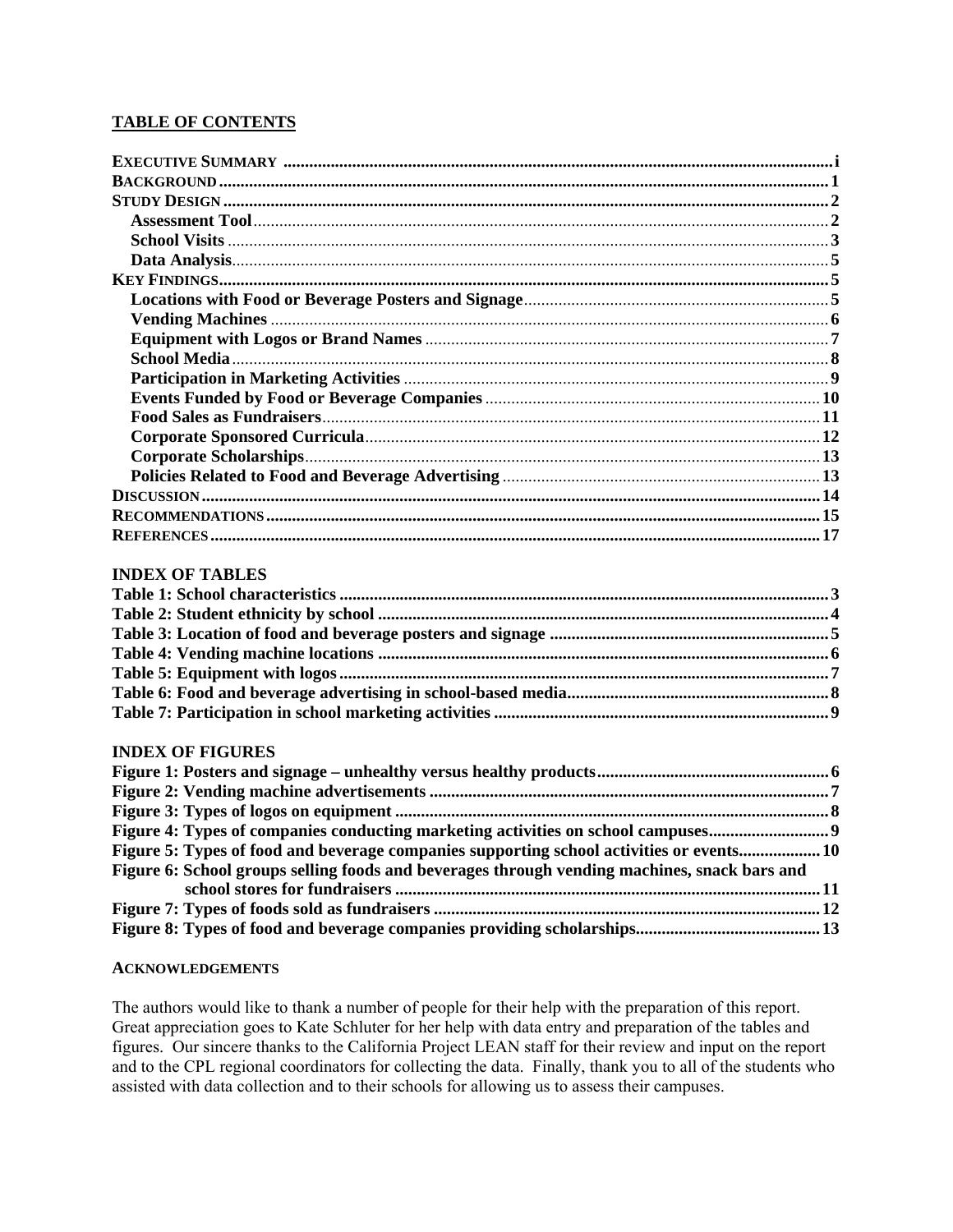## TABLE OF CONTENTS

**EXECUTIVE SUMMARY** .......... i
**BACKGROUND** .......... 1
**STUDY DESIGN** .......... 2
- **Assessment Tool** .......... 2
- **School Visits** .......... 3
- **Data Analysis** .......... 5

**KEY FINDINGS** .......... 5
- **Locations with Food or Beverage Posters and Signage** .......... 5
- **Vending Machines** .......... 6
- **Equipment with Logos or Brand Names** .......... 7
- **School Media** .......... 8
- **Participation in Marketing Activities** .......... 9
- **Events Funded by Food or Beverage Companies** .......... 10
- **Food Sales as Fundraisers** .......... 11
- **Corporate Sponsored Curricula** .......... 12
- **Corporate Scholarships** .......... 13
- **Policies Related to Food and Beverage Advertising** .......... 13

**DISCUSSION** .......... 14
**RECOMMENDATIONS** .......... 15
**REFERENCES** .......... 17

### INDEX OF TABLES

**Table 1: School characteristics** .......... 3
**Table 2: Student ethnicity by school** .......... 4
**Table 3: Location of food and beverage posters and signage** .......... 5
**Table 4: Vending machine locations** .......... 6
**Table 5: Equipment with logos** .......... 7
**Table 6: Food and beverage advertising in school-based media** .......... 8
**Table 7: Participation in school marketing activities** .......... 9

### INDEX OF FIGURES

**Figure 1: Posters and signage – unhealthy versus healthy products** .......... 6
**Figure 2: Vending machine advertisements** .......... 7
**Figure 3: Types of logos on equipment** .......... 8
**Figure 4: Types of companies conducting marketing activities on school campuses** .......... 9
**Figure 5: Types of food and beverage companies supporting school activities or events** .......... 10
**Figure 6: School groups selling foods and beverages through vending machines, snack bars and school stores for fundraisers** .......... 11
**Figure 7: Types of foods sold as fundraisers** .......... 12
**Figure 8: Types of food and beverage companies providing scholarships** .......... 13

#### ACKNOWLEDGEMENTS

The authors would like to thank a number of people for their help with the preparation of this report. Great appreciation goes to Kate Schluter for her help with data entry and preparation of the tables and figures. Our sincere thanks to the California Project LEAN staff for their review and input on the report and to the CPL regional coordinators for collecting the data. Finally, thank you to all of the students who assisted with data collection and to their schools for allowing us to assess their campuses.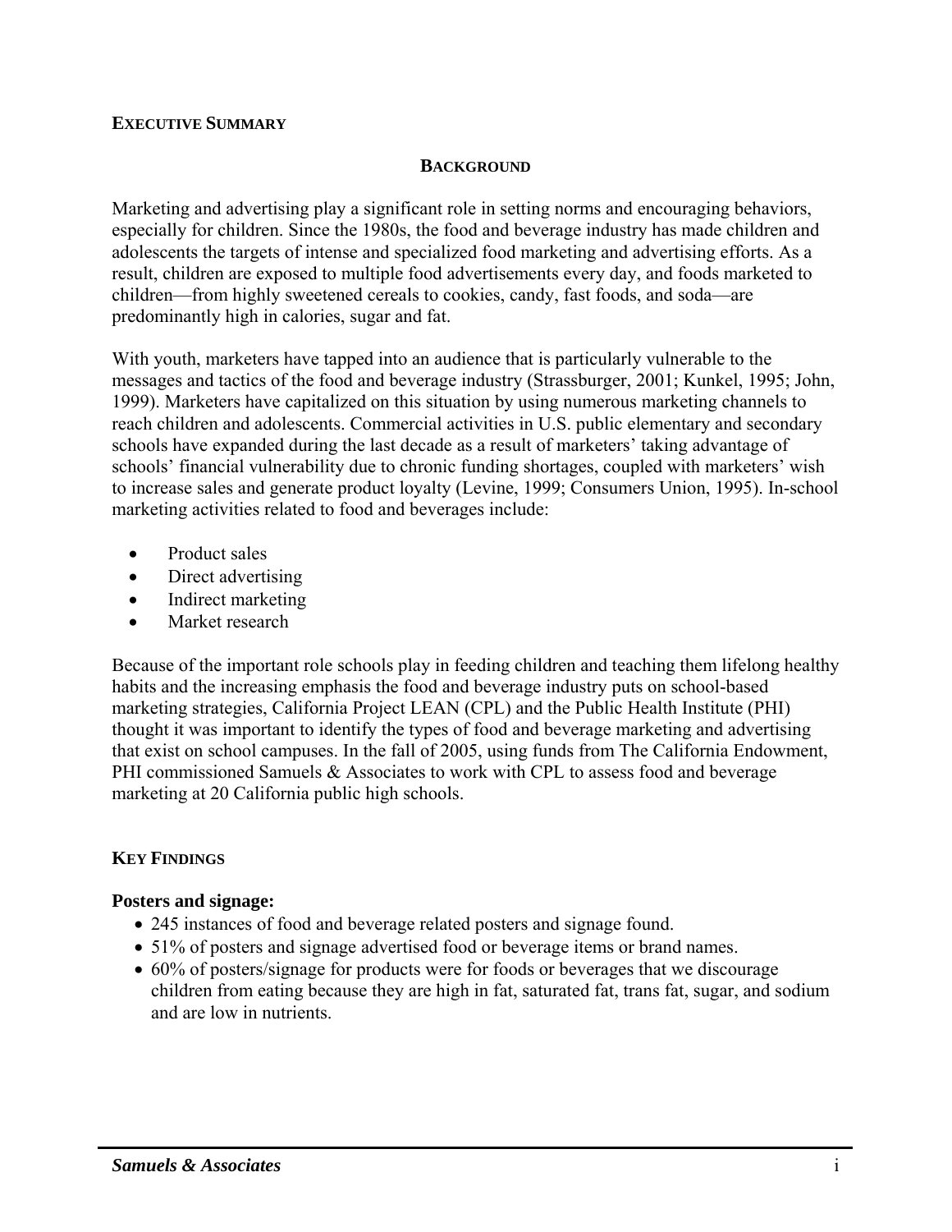## EXECUTIVE SUMMARY

### BACKGROUND

Marketing and advertising play a significant role in setting norms and encouraging behaviors, especially for children. Since the 1980s, the food and beverage industry has made children and adolescents the targets of intense and specialized food marketing and advertising efforts. As a result, children are exposed to multiple food advertisements every day, and foods marketed to children—from highly sweetened cereals to cookies, candy, fast foods, and soda—are predominantly high in calories, sugar and fat.

With youth, marketers have tapped into an audience that is particularly vulnerable to the messages and tactics of the food and beverage industry (Strassburger, 2001; Kunkel, 1995; John, 1999). Marketers have capitalized on this situation by using numerous marketing channels to reach children and adolescents. Commercial activities in U.S. public elementary and secondary schools have expanded during the last decade as a result of marketers' taking advantage of schools' financial vulnerability due to chronic funding shortages, coupled with marketers' wish to increase sales and generate product loyalty (Levine, 1999; Consumers Union, 1995). In-school marketing activities related to food and beverages include:

- Product sales
- Direct advertising
- Indirect marketing
- Market research

Because of the important role schools play in feeding children and teaching them lifelong healthy habits and the increasing emphasis the food and beverage industry puts on school-based marketing strategies, California Project LEAN (CPL) and the Public Health Institute (PHI) thought it was important to identify the types of food and beverage marketing and advertising that exist on school campuses. In the fall of 2005, using funds from The California Endowment, PHI commissioned Samuels & Associates to work with CPL to assess food and beverage marketing at 20 California public high schools.

## KEY FINDINGS

**Posters and signage:**

- 245 instances of food and beverage related posters and signage found.
- 51% of posters and signage advertised food or beverage items or brand names.
- 60% of posters/signage for products were for foods or beverages that we discourage children from eating because they are high in fat, saturated fat, trans fat, sugar, and sodium and are low in nutrients.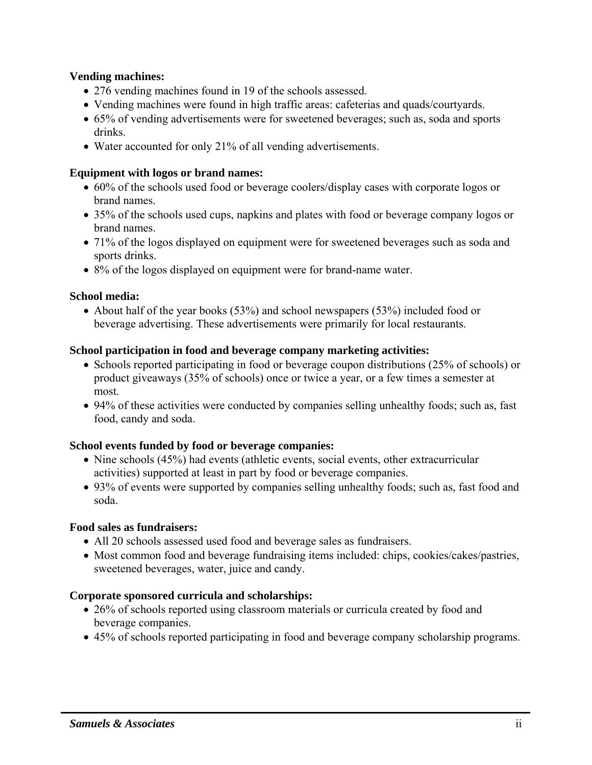**Vending machines:**

- 276 vending machines found in 19 of the schools assessed.
- Vending machines were found in high traffic areas: cafeterias and quads/courtyards.
- 65% of vending advertisements were for sweetened beverages; such as, soda and sports drinks.
- Water accounted for only 21% of all vending advertisements.

**Equipment with logos or brand names:**

- 60% of the schools used food or beverage coolers/display cases with corporate logos or brand names.
- 35% of the schools used cups, napkins and plates with food or beverage company logos or brand names.
- 71% of the logos displayed on equipment were for sweetened beverages such as soda and sports drinks.
- 8% of the logos displayed on equipment were for brand-name water.

**School media:**

- About half of the year books (53%) and school newspapers (53%) included food or beverage advertising. These advertisements were primarily for local restaurants.

**School participation in food and beverage company marketing activities:**

- Schools reported participating in food or beverage coupon distributions (25% of schools) or product giveaways (35% of schools) once or twice a year, or a few times a semester at most.
- 94% of these activities were conducted by companies selling unhealthy foods; such as, fast food, candy and soda.

**School events funded by food or beverage companies:**

- Nine schools (45%) had events (athletic events, social events, other extracurricular activities) supported at least in part by food or beverage companies.
- 93% of events were supported by companies selling unhealthy foods; such as, fast food and soda.

**Food sales as fundraisers:**

- All 20 schools assessed used food and beverage sales as fundraisers.
- Most common food and beverage fundraising items included: chips, cookies/cakes/pastries, sweetened beverages, water, juice and candy.

**Corporate sponsored curricula and scholarships:**

- 26% of schools reported using classroom materials or curricula created by food and beverage companies.
- 45% of schools reported participating in food and beverage company scholarship programs.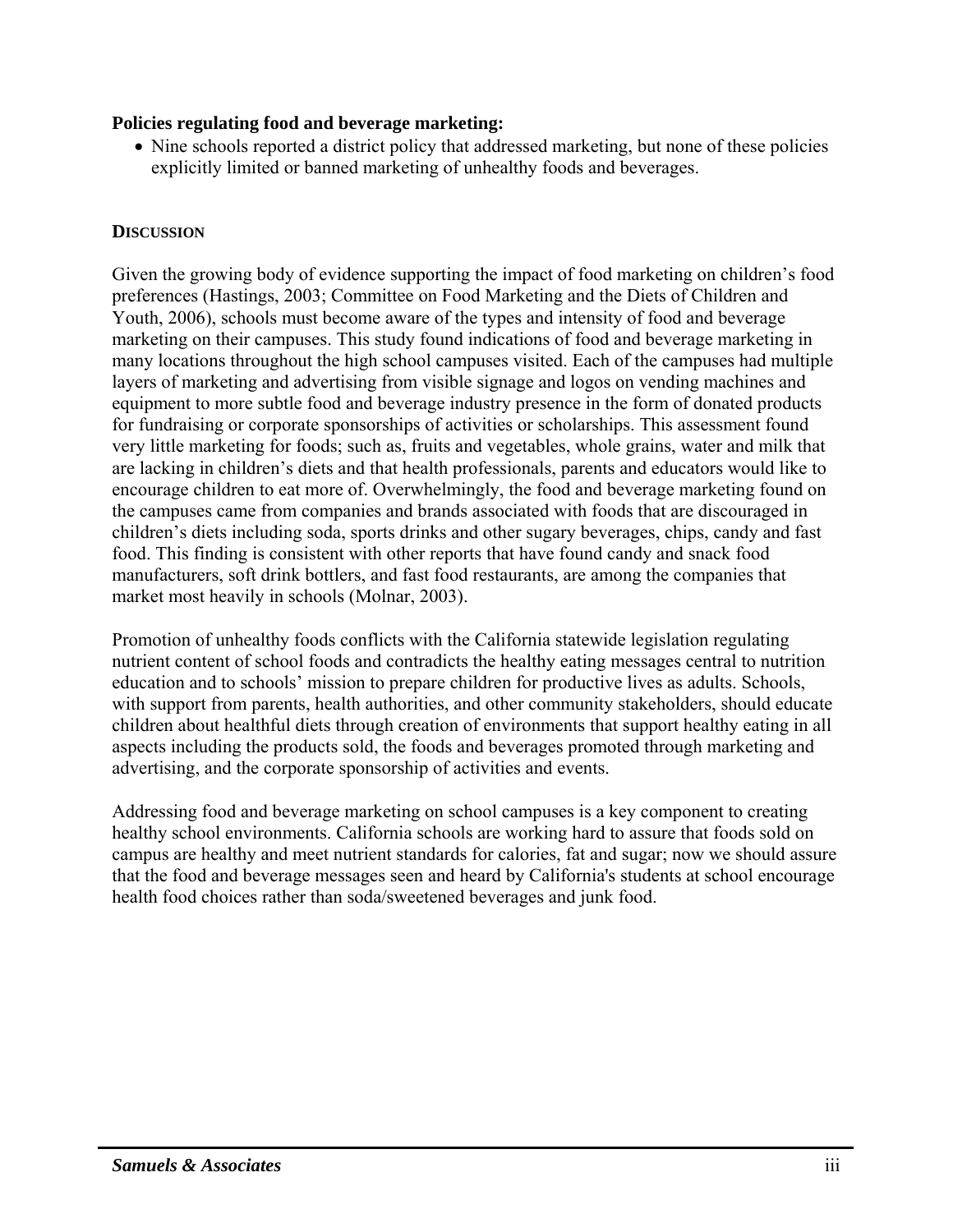**Policies regulating food and beverage marketing:**

- Nine schools reported a district policy that addressed marketing, but none of these policies explicitly limited or banned marketing of unhealthy foods and beverages.

## DISCUSSION

Given the growing body of evidence supporting the impact of food marketing on children's food preferences (Hastings, 2003; Committee on Food Marketing and the Diets of Children and Youth, 2006), schools must become aware of the types and intensity of food and beverage marketing on their campuses. This study found indications of food and beverage marketing in many locations throughout the high school campuses visited. Each of the campuses had multiple layers of marketing and advertising from visible signage and logos on vending machines and equipment to more subtle food and beverage industry presence in the form of donated products for fundraising or corporate sponsorships of activities or scholarships. This assessment found very little marketing for foods; such as, fruits and vegetables, whole grains, water and milk that are lacking in children's diets and that health professionals, parents and educators would like to encourage children to eat more of. Overwhelmingly, the food and beverage marketing found on the campuses came from companies and brands associated with foods that are discouraged in children's diets including soda, sports drinks and other sugary beverages, chips, candy and fast food. This finding is consistent with other reports that have found candy and snack food manufacturers, soft drink bottlers, and fast food restaurants, are among the companies that market most heavily in schools (Molnar, 2003).

Promotion of unhealthy foods conflicts with the California statewide legislation regulating nutrient content of school foods and contradicts the healthy eating messages central to nutrition education and to schools' mission to prepare children for productive lives as adults. Schools, with support from parents, health authorities, and other community stakeholders, should educate children about healthful diets through creation of environments that support healthy eating in all aspects including the products sold, the foods and beverages promoted through marketing and advertising, and the corporate sponsorship of activities and events.

Addressing food and beverage marketing on school campuses is a key component to creating healthy school environments. California schools are working hard to assure that foods sold on campus are healthy and meet nutrient standards for calories, fat and sugar; now we should assure that the food and beverage messages seen and heard by California's students at school encourage health food choices rather than soda/sweetened beverages and junk food.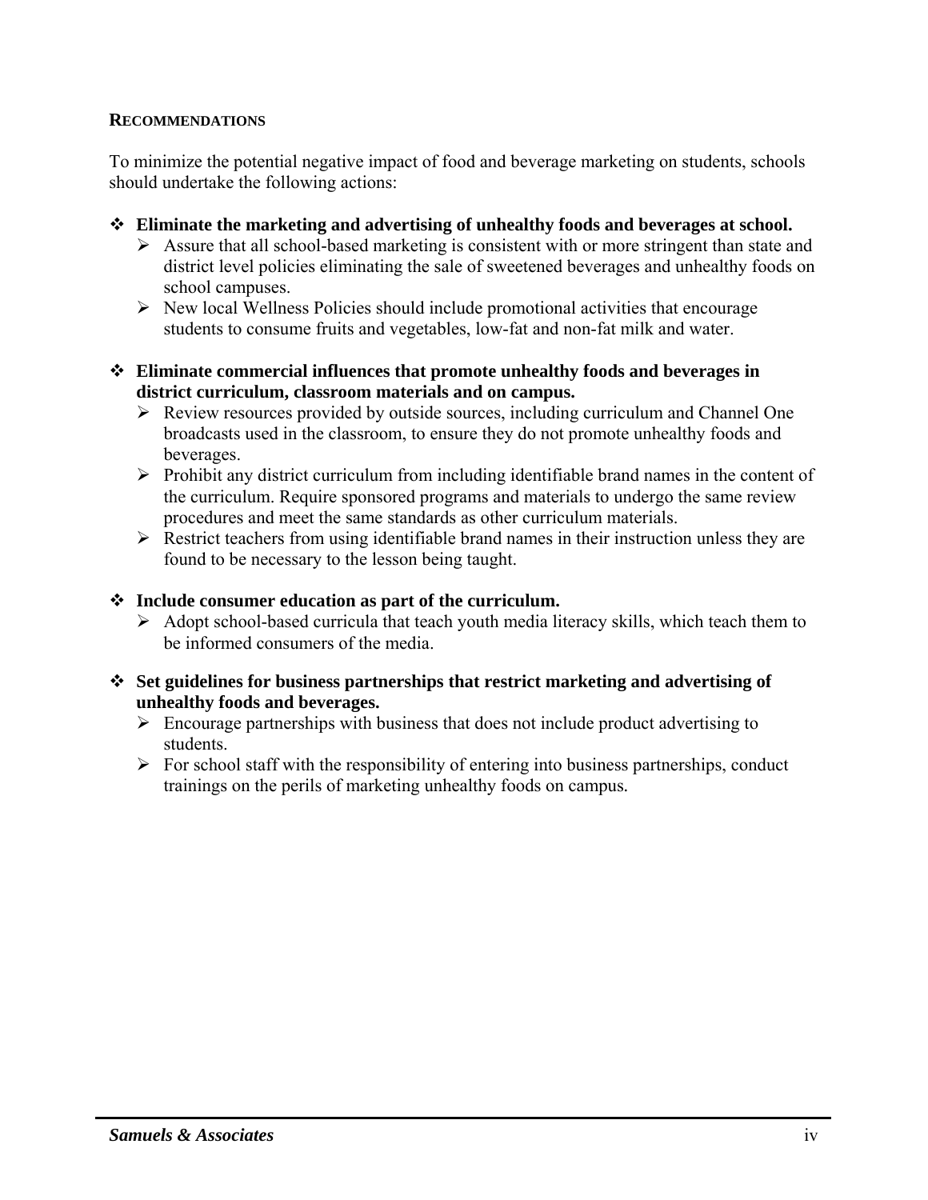## Recommendations

To minimize the potential negative impact of food and beverage marketing on students, schools should undertake the following actions:

- **Eliminate the marketing and advertising of unhealthy foods and beverages at school.**
  - Assure that all school-based marketing is consistent with or more stringent than state and district level policies eliminating the sale of sweetened beverages and unhealthy foods on school campuses.
  - New local Wellness Policies should include promotional activities that encourage students to consume fruits and vegetables, low-fat and non-fat milk and water.

- **Eliminate commercial influences that promote unhealthy foods and beverages in district curriculum, classroom materials and on campus.**
  - Review resources provided by outside sources, including curriculum and Channel One broadcasts used in the classroom, to ensure they do not promote unhealthy foods and beverages.
  - Prohibit any district curriculum from including identifiable brand names in the content of the curriculum. Require sponsored programs and materials to undergo the same review procedures and meet the same standards as other curriculum materials.
  - Restrict teachers from using identifiable brand names in their instruction unless they are found to be necessary to the lesson being taught.

- **Include consumer education as part of the curriculum.**
  - Adopt school-based curricula that teach youth media literacy skills, which teach them to be informed consumers of the media.

- **Set guidelines for business partnerships that restrict marketing and advertising of unhealthy foods and beverages.**
  - Encourage partnerships with business that does not include product advertising to students.
  - For school staff with the responsibility of entering into business partnerships, conduct trainings on the perils of marketing unhealthy foods on campus.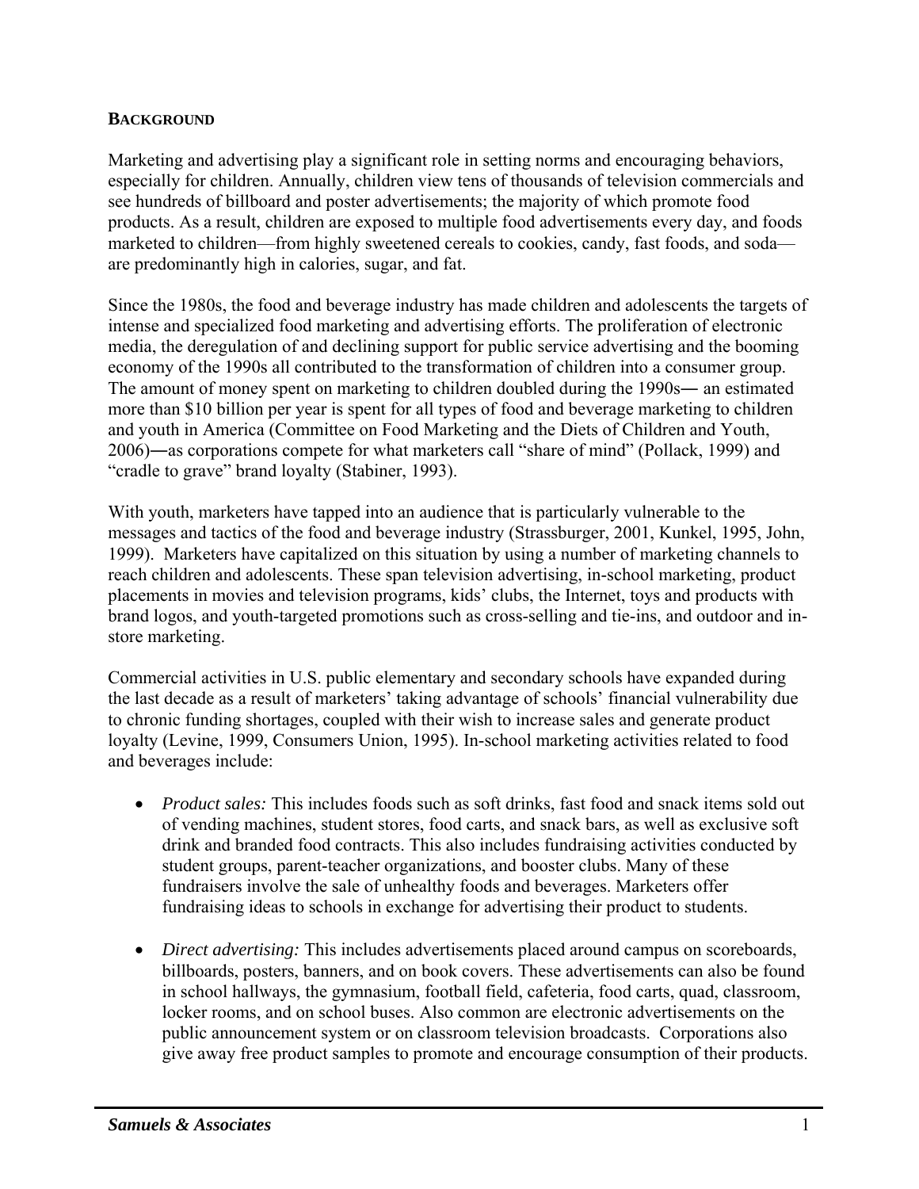## BACKGROUND

Marketing and advertising play a significant role in setting norms and encouraging behaviors, especially for children. Annually, children view tens of thousands of television commercials and see hundreds of billboard and poster advertisements; the majority of which promote food products. As a result, children are exposed to multiple food advertisements every day, and foods marketed to children—from highly sweetened cereals to cookies, candy, fast foods, and soda—are predominantly high in calories, sugar, and fat.

Since the 1980s, the food and beverage industry has made children and adolescents the targets of intense and specialized food marketing and advertising efforts. The proliferation of electronic media, the deregulation of and declining support for public service advertising and the booming economy of the 1990s all contributed to the transformation of children into a consumer group. The amount of money spent on marketing to children doubled during the 1990s― an estimated more than $10 billion per year is spent for all types of food and beverage marketing to children and youth in America (Committee on Food Marketing and the Diets of Children and Youth, 2006)―as corporations compete for what marketers call "share of mind" (Pollack, 1999) and "cradle to grave" brand loyalty (Stabiner, 1993).

With youth, marketers have tapped into an audience that is particularly vulnerable to the messages and tactics of the food and beverage industry (Strassburger, 2001, Kunkel, 1995, John, 1999). Marketers have capitalized on this situation by using a number of marketing channels to reach children and adolescents. These span television advertising, in-school marketing, product placements in movies and television programs, kids' clubs, the Internet, toys and products with brand logos, and youth-targeted promotions such as cross-selling and tie-ins, and outdoor and in-store marketing.

Commercial activities in U.S. public elementary and secondary schools have expanded during the last decade as a result of marketers' taking advantage of schools' financial vulnerability due to chronic funding shortages, coupled with their wish to increase sales and generate product loyalty (Levine, 1999, Consumers Union, 1995). In-school marketing activities related to food and beverages include:

- *Product sales:* This includes foods such as soft drinks, fast food and snack items sold out of vending machines, student stores, food carts, and snack bars, as well as exclusive soft drink and branded food contracts. This also includes fundraising activities conducted by student groups, parent-teacher organizations, and booster clubs. Many of these fundraisers involve the sale of unhealthy foods and beverages. Marketers offer fundraising ideas to schools in exchange for advertising their product to students.

- *Direct advertising:* This includes advertisements placed around campus on scoreboards, billboards, posters, banners, and on book covers. These advertisements can also be found in school hallways, the gymnasium, football field, cafeteria, food carts, quad, classroom, locker rooms, and on school buses. Also common are electronic advertisements on the public announcement system or on classroom television broadcasts. Corporations also give away free product samples to promote and encourage consumption of their products.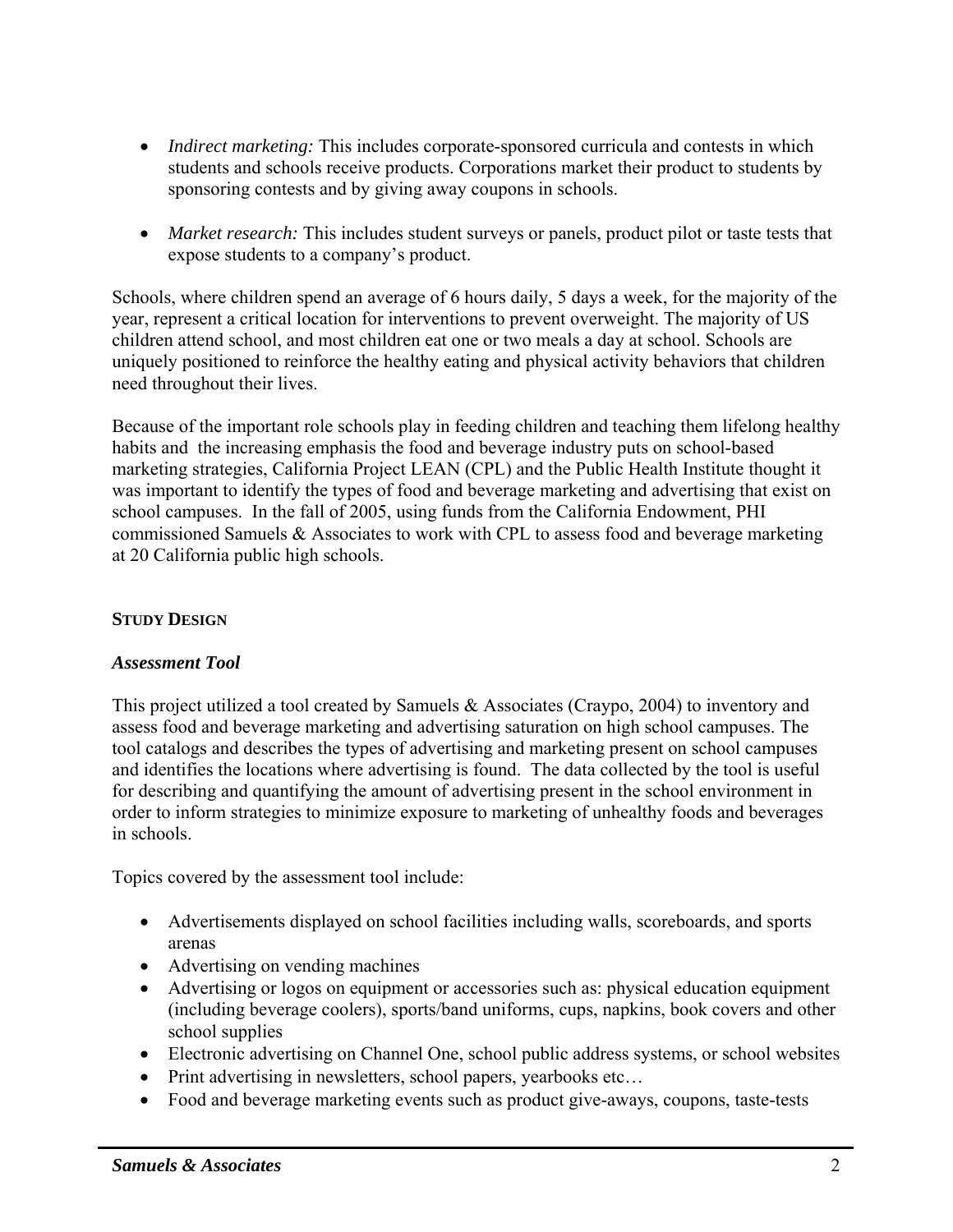- *Indirect marketing:* This includes corporate-sponsored curricula and contests in which students and schools receive products. Corporations market their product to students by sponsoring contests and by giving away coupons in schools.

- *Market research:* This includes student surveys or panels, product pilot or taste tests that expose students to a company's product.

Schools, where children spend an average of 6 hours daily, 5 days a week, for the majority of the year, represent a critical location for interventions to prevent overweight. The majority of US children attend school, and most children eat one or two meals a day at school. Schools are uniquely positioned to reinforce the healthy eating and physical activity behaviors that children need throughout their lives.

Because of the important role schools play in feeding children and teaching them lifelong healthy habits and the increasing emphasis the food and beverage industry puts on school-based marketing strategies, California Project LEAN (CPL) and the Public Health Institute thought it was important to identify the types of food and beverage marketing and advertising that exist on school campuses. In the fall of 2005, using funds from the California Endowment, PHI commissioned Samuels & Associates to work with CPL to assess food and beverage marketing at 20 California public high schools.

## STUDY DESIGN

### *Assessment Tool*

This project utilized a tool created by Samuels & Associates (Craypo, 2004) to inventory and assess food and beverage marketing and advertising saturation on high school campuses. The tool catalogs and describes the types of advertising and marketing present on school campuses and identifies the locations where advertising is found. The data collected by the tool is useful for describing and quantifying the amount of advertising present in the school environment in order to inform strategies to minimize exposure to marketing of unhealthy foods and beverages in schools.

Topics covered by the assessment tool include:

- Advertisements displayed on school facilities including walls, scoreboards, and sports arenas
- Advertising on vending machines
- Advertising or logos on equipment or accessories such as: physical education equipment (including beverage coolers), sports/band uniforms, cups, napkins, book covers and other school supplies
- Electronic advertising on Channel One, school public address systems, or school websites
- Print advertising in newsletters, school papers, yearbooks etc…
- Food and beverage marketing events such as product give-aways, coupons, taste-tests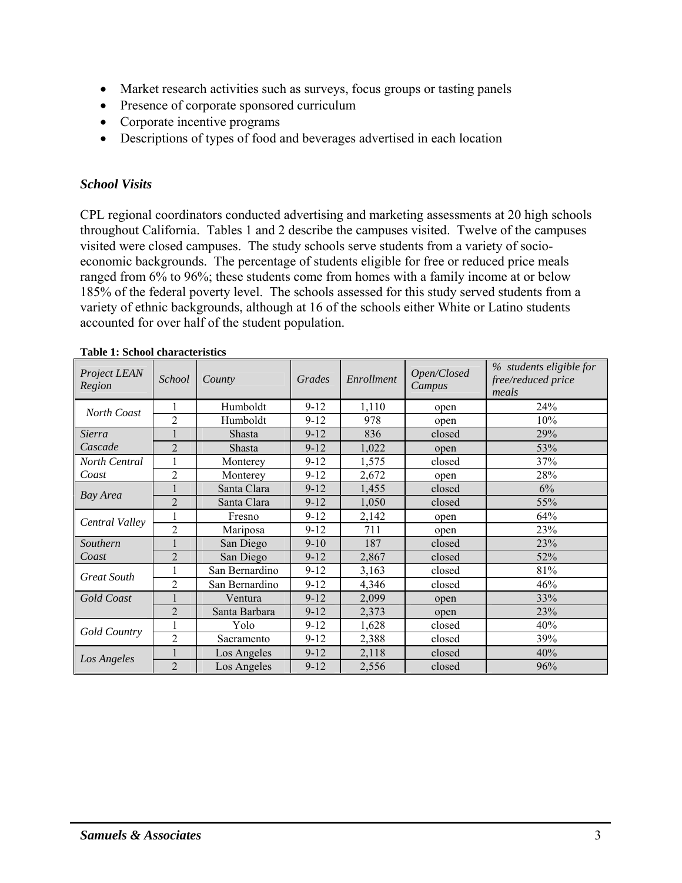- Market research activities such as surveys, focus groups or tasting panels
- Presence of corporate sponsored curriculum
- Corporate incentive programs
- Descriptions of types of food and beverages advertised in each location

### *School Visits*

CPL regional coordinators conducted advertising and marketing assessments at 20 high schools throughout California. Tables 1 and 2 describe the campuses visited. Twelve of the campuses visited were closed campuses. The study schools serve students from a variety of socio-economic backgrounds. The percentage of students eligible for free or reduced price meals ranged from 6% to 96%; these students come from homes with a family income at or below 185% of the federal poverty level. The schools assessed for this study served students from a variety of ethnic backgrounds, although at 16 of the schools either White or Latino students accounted for over half of the student population.

**Table 1: School characteristics**

| *Project LEAN Region* | *School* | *County* | *Grades* | *Enrollment* | *Open/Closed Campus* | *% students eligible for free/reduced price meals* |
|---|---|---|---|---|---|---|
| *North Coast* | 1 | Humboldt | 9-12 | 1,110 | open | 24% |
| | 2 | Humboldt | 9-12 | 978 | open | 10% |
| *Sierra Cascade* | 1 | Shasta | 9-12 | 836 | closed | 29% |
| | 2 | Shasta | 9-12 | 1,022 | open | 53% |
| *North Central Coast* | 1 | Monterey | 9-12 | 1,575 | closed | 37% |
| | 2 | Monterey | 9-12 | 2,672 | open | 28% |
| *Bay Area* | 1 | Santa Clara | 9-12 | 1,455 | closed | 6% |
| | 2 | Santa Clara | 9-12 | 1,050 | closed | 55% |
| *Central Valley* | 1 | Fresno | 9-12 | 2,142 | open | 64% |
| | 2 | Mariposa | 9-12 | 711 | open | 23% |
| *Southern Coast* | 1 | San Diego | 9-10 | 187 | closed | 23% |
| | 2 | San Diego | 9-12 | 2,867 | closed | 52% |
| *Great South* | 1 | San Bernardino | 9-12 | 3,163 | closed | 81% |
| | 2 | San Bernardino | 9-12 | 4,346 | closed | 46% |
| *Gold Coast* | 1 | Ventura | 9-12 | 2,099 | open | 33% |
| | 2 | Santa Barbara | 9-12 | 2,373 | open | 23% |
| *Gold Country* | 1 | Yolo | 9-12 | 1,628 | closed | 40% |
| | 2 | Sacramento | 9-12 | 2,388 | closed | 39% |
| *Los Angeles* | 1 | Los Angeles | 9-12 | 2,118 | closed | 40% |
| | 2 | Los Angeles | 9-12 | 2,556 | closed | 96% |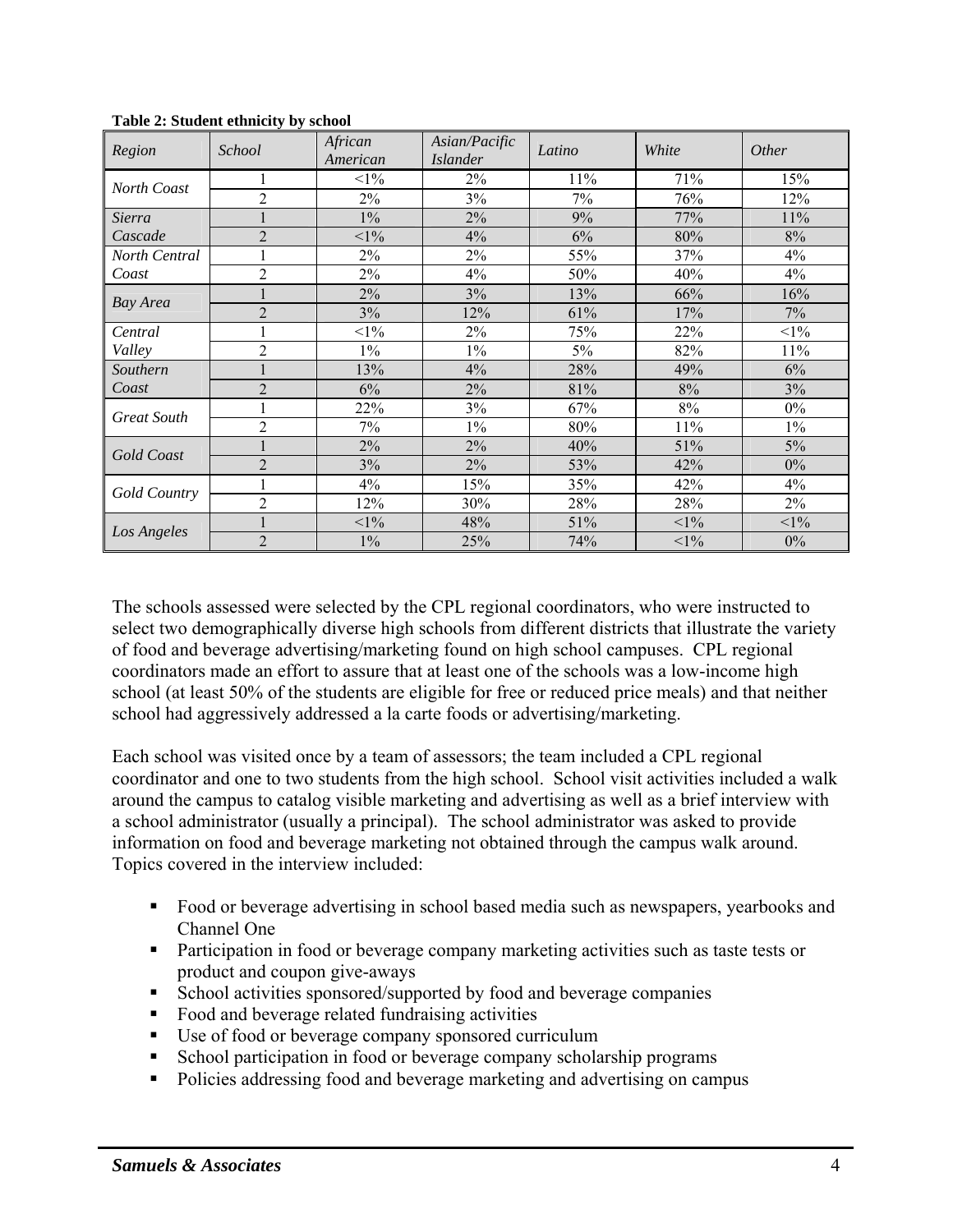**Table 2: Student ethnicity by school**

| *Region* | *School* | *African American* | *Asian/Pacific Islander* | *Latino* | *White* | *Other* |
|---|---|---|---|---|---|---|
| *North Coast* | 1 | <1% | 2% | 11% | 71% | 15% |
| | 2 | 2% | 3% | 7% | 76% | 12% |
| *Sierra Cascade* | 1 | 1% | 2% | 9% | 77% | 11% |
| | 2 | <1% | 4% | 6% | 80% | 8% |
| *North Central Coast* | 1 | 2% | 2% | 55% | 37% | 4% |
| | 2 | 2% | 4% | 50% | 40% | 4% |
| *Bay Area* | 1 | 2% | 3% | 13% | 66% | 16% |
| | 2 | 3% | 12% | 61% | 17% | 7% |
| *Central Valley* | 1 | <1% | 2% | 75% | 22% | <1% |
| | 2 | 1% | 1% | 5% | 82% | 11% |
| *Southern Coast* | 1 | 13% | 4% | 28% | 49% | 6% |
| | 2 | 6% | 2% | 81% | 8% | 3% |
| *Great South* | 1 | 22% | 3% | 67% | 8% | 0% |
| | 2 | 7% | 1% | 80% | 11% | 1% |
| *Gold Coast* | 1 | 2% | 2% | 40% | 51% | 5% |
| | 2 | 3% | 2% | 53% | 42% | 0% |
| *Gold Country* | 1 | 4% | 15% | 35% | 42% | 4% |
| | 2 | 12% | 30% | 28% | 28% | 2% |
| *Los Angeles* | 1 | <1% | 48% | 51% | <1% | <1% |
| | 2 | 1% | 25% | 74% | <1% | 0% |

The schools assessed were selected by the CPL regional coordinators, who were instructed to select two demographically diverse high schools from different districts that illustrate the variety of food and beverage advertising/marketing found on high school campuses. CPL regional coordinators made an effort to assure that at least one of the schools was a low-income high school (at least 50% of the students are eligible for free or reduced price meals) and that neither school had aggressively addressed a la carte foods or advertising/marketing.

Each school was visited once by a team of assessors; the team included a CPL regional coordinator and one to two students from the high school. School visit activities included a walk around the campus to catalog visible marketing and advertising as well as a brief interview with a school administrator (usually a principal). The school administrator was asked to provide information on food and beverage marketing not obtained through the campus walk around. Topics covered in the interview included:

- Food or beverage advertising in school based media such as newspapers, yearbooks and Channel One
- Participation in food or beverage company marketing activities such as taste tests or product and coupon give-aways
- School activities sponsored/supported by food and beverage companies
- Food and beverage related fundraising activities
- Use of food or beverage company sponsored curriculum
- School participation in food or beverage company scholarship programs
- Policies addressing food and beverage marketing and advertising on campus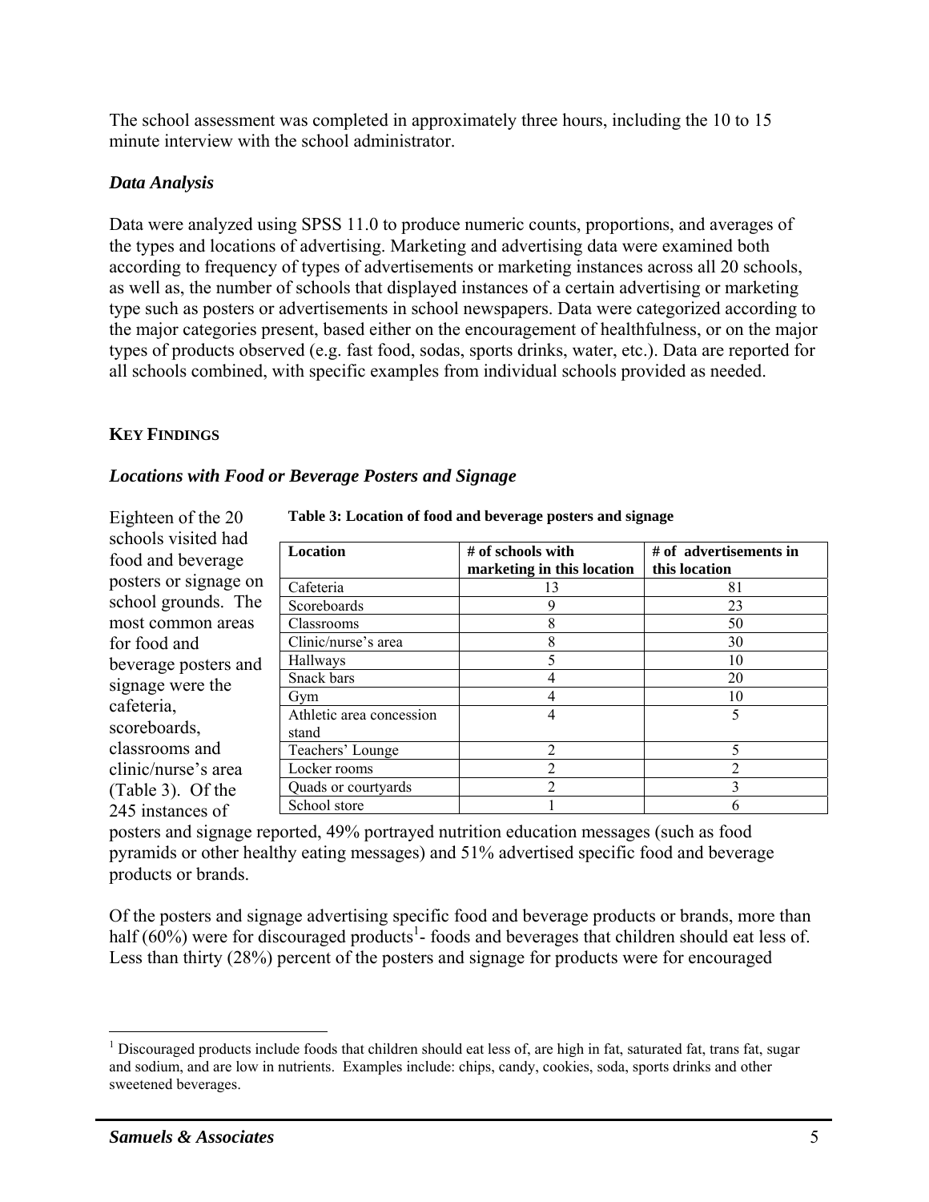The school assessment was completed in approximately three hours, including the 10 to 15 minute interview with the school administrator.

### *Data Analysis*

Data were analyzed using SPSS 11.0 to produce numeric counts, proportions, and averages of the types and locations of advertising. Marketing and advertising data were examined both according to frequency of types of advertisements or marketing instances across all 20 schools, as well as, the number of schools that displayed instances of a certain advertising or marketing type such as posters or advertisements in school newspapers. Data were categorized according to the major categories present, based either on the encouragement of healthfulness, or on the major types of products observed (e.g. fast food, sodas, sports drinks, water, etc.). Data are reported for all schools combined, with specific examples from individual schools provided as needed.

## KEY FINDINGS

### *Locations with Food or Beverage Posters and Signage*

**Table 3: Location of food and beverage posters and signage**

| Location | # of schools with marketing in this location | # of advertisements in this location |
|---|---|---|
| Cafeteria | 13 | 81 |
| Scoreboards | 9 | 23 |
| Classrooms | 8 | 50 |
| Clinic/nurse's area | 8 | 30 |
| Hallways | 5 | 10 |
| Snack bars | 4 | 20 |
| Gym | 4 | 10 |
| Athletic area concession stand | 4 | 5 |
| Teachers' Lounge | 2 | 5 |
| Locker rooms | 2 | 2 |
| Quads or courtyards | 2 | 3 |
| School store | 1 | 6 |

Eighteen of the 20 schools visited had food and beverage posters or signage on school grounds. The most common areas for food and beverage posters and signage were the cafeteria, scoreboards, classrooms and clinic/nurse's area (Table 3). Of the 245 instances of posters and signage reported, 49% portrayed nutrition education messages (such as food pyramids or other healthy eating messages) and 51% advertised specific food and beverage products or brands.

Of the posters and signage advertising specific food and beverage products or brands, more than half (60%) were for discouraged products[1]- foods and beverages that children should eat less of. Less than thirty (28%) percent of the posters and signage for products were for encouraged

[1] Discouraged products include foods that children should eat less of, are high in fat, saturated fat, trans fat, sugar and sodium, and are low in nutrients. Examples include: chips, candy, cookies, soda, sports drinks and other sweetened beverages.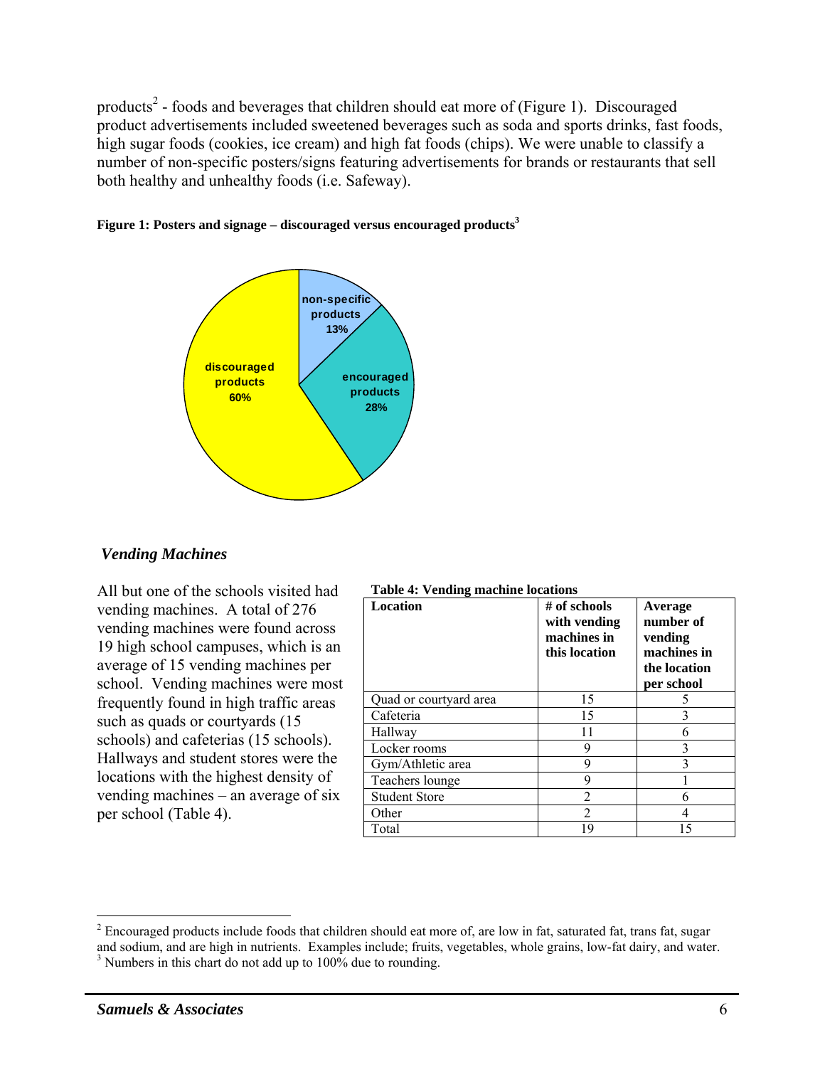products[2] - foods and beverages that children should eat more of (Figure 1). Discouraged product advertisements included sweetened beverages such as soda and sports drinks, fast foods, high sugar foods (cookies, ice cream) and high fat foods (chips). We were unable to classify a number of non-specific posters/signs featuring advertisements for brands or restaurants that sell both healthy and unhealthy foods (i.e. Safeway).

**Figure 1: Posters and signage – discouraged versus encouraged products[3]**

### *Vending Machines*

All but one of the schools visited had vending machines. A total of 276 vending machines were found across 19 high school campuses, which is an average of 15 vending machines per school. Vending machines were most frequently found in high traffic areas such as quads or courtyards (15 schools) and cafeterias (15 schools). Hallways and student stores were the locations with the highest density of vending machines – an average of six per school (Table 4).

**Table 4: Vending machine locations**

| Location | # of schools with vending machines in this location | Average number of vending machines in the location per school |
|---|---|---|
| Quad or courtyard area | 15 | 5 |
| Cafeteria | 15 | 3 |
| Hallway | 11 | 6 |
| Locker rooms | 9 | 3 |
| Gym/Athletic area | 9 | 3 |
| Teachers lounge | 9 | 1 |
| Student Store | 2 | 6 |
| Other | 2 | 4 |
| Total | 19 | 15 |

[2] Encouraged products include foods that children should eat more of, are low in fat, saturated fat, trans fat, sugar and sodium, and are high in nutrients. Examples include; fruits, vegetables, whole grains, low-fat dairy, and water.

[3] Numbers in this chart do not add up to 100% due to rounding.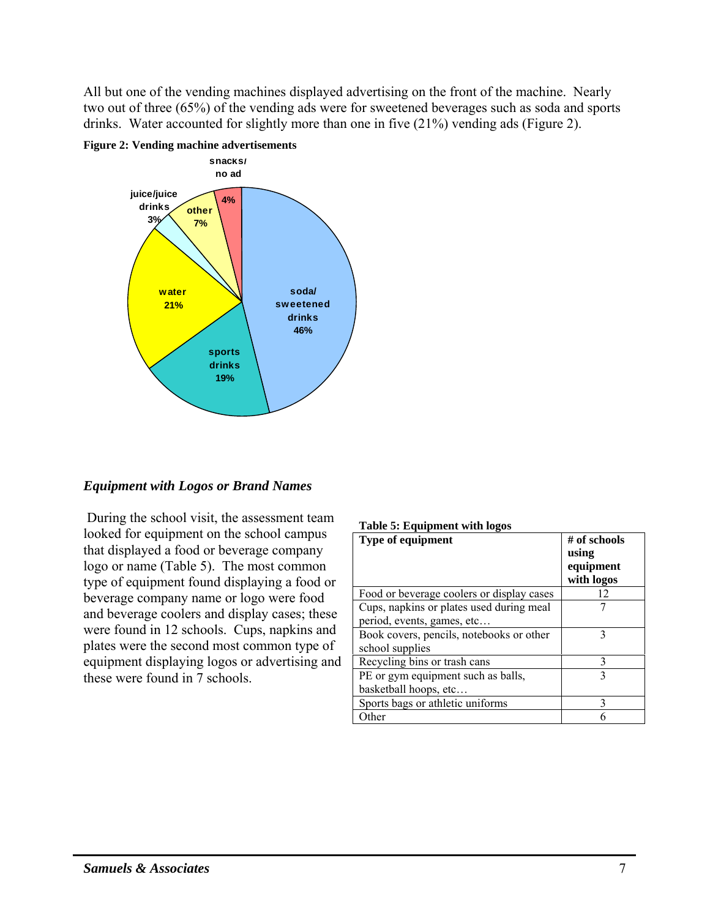All but one of the vending machines displayed advertising on the front of the machine. Nearly two out of three (65%) of the vending ads were for sweetened beverages such as soda and sports drinks. Water accounted for slightly more than one in five (21%) vending ads (Figure 2).

**Figure 2: Vending machine advertisements**

snacks/ no ad 4%

juice/juice drinks 3%

other 7%

water 21%

soda/ sweetened drinks 46%

sports drinks 19%

### *Equipment with Logos or Brand Names*

During the school visit, the assessment team looked for equipment on the school campus that displayed a food or beverage company logo or name (Table 5). The most common type of equipment found displaying a food or beverage company name or logo were food and beverage coolers and display cases; these were found in 12 schools. Cups, napkins and plates were the second most common type of equipment displaying logos or advertising and these were found in 7 schools.

**Table 5: Equipment with logos**

| Type of equipment | # of schools using equipment with logos |
|---|---|
| Food or beverage coolers or display cases | 12 |
| Cups, napkins or plates used during meal period, events, games, etc… | 7 |
| Book covers, pencils, notebooks or other school supplies | 3 |
| Recycling bins or trash cans | 3 |
| PE or gym equipment such as balls, basketball hoops, etc… | 3 |
| Sports bags or athletic uniforms | 3 |
| Other | 6 |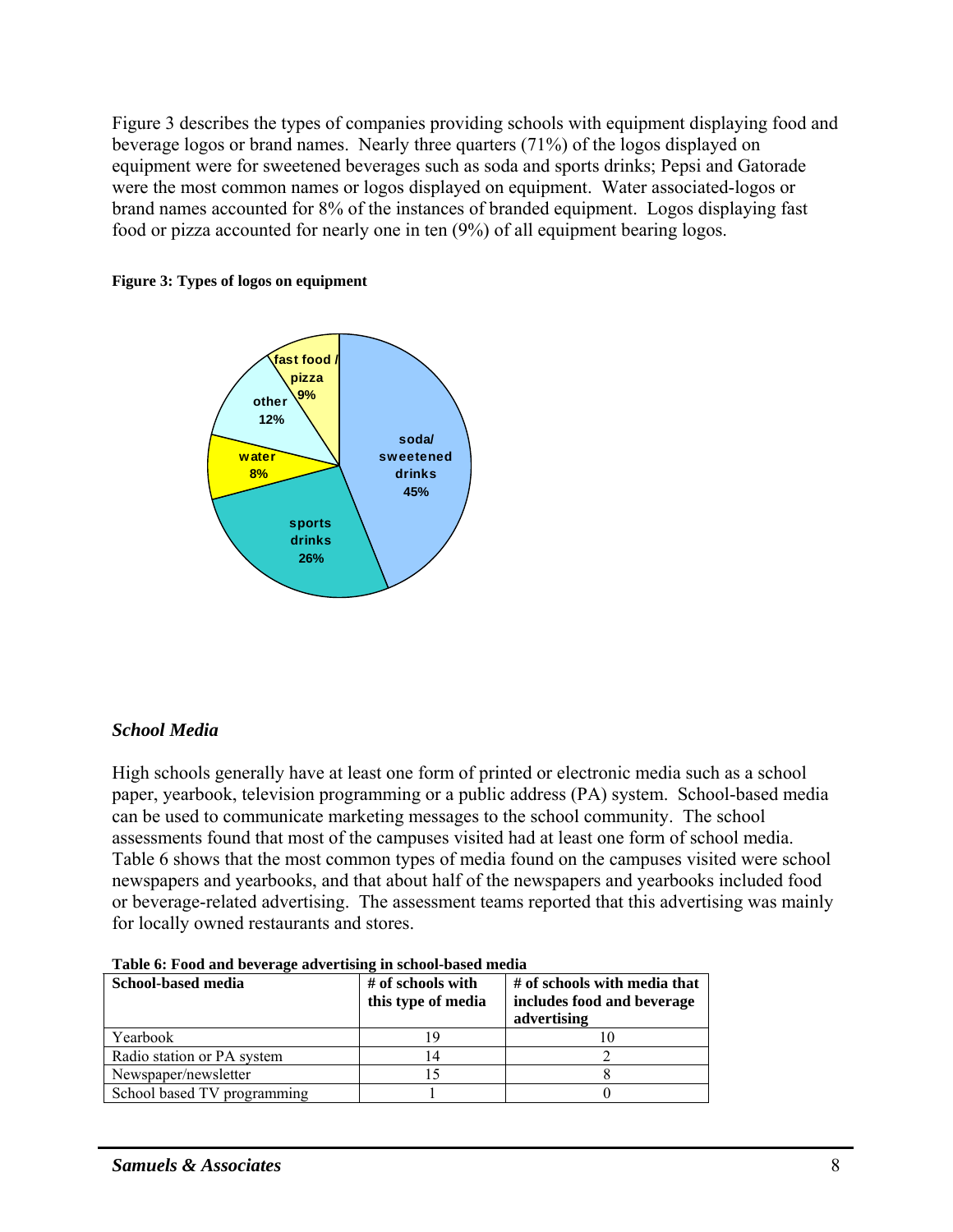Figure 3 describes the types of companies providing schools with equipment displaying food and beverage logos or brand names. Nearly three quarters (71%) of the logos displayed on equipment were for sweetened beverages such as soda and sports drinks; Pepsi and Gatorade were the most common names or logos displayed on equipment. Water associated-logos or brand names accounted for 8% of the instances of branded equipment. Logos displaying fast food or pizza accounted for nearly one in ten (9%) of all equipment bearing logos.

**Figure 3: Types of logos on equipment**

| Type | Percent |
|---|---|
| soda/ sweetened drinks | 45% |
| sports drinks | 26% |
| water | 8% |
| other | 12% |
| fast food / pizza | 9% |

### *School Media*

High schools generally have at least one form of printed or electronic media such as a school paper, yearbook, television programming or a public address (PA) system. School-based media can be used to communicate marketing messages to the school community. The school assessments found that most of the campuses visited had at least one form of school media. Table 6 shows that the most common types of media found on the campuses visited were school newspapers and yearbooks, and that about half of the newspapers and yearbooks included food or beverage-related advertising. The assessment teams reported that this advertising was mainly for locally owned restaurants and stores.

**Table 6: Food and beverage advertising in school-based media**

| School-based media | # of schools with this type of media | # of schools with media that includes food and beverage advertising |
|---|---|---|
| Yearbook | 19 | 10 |
| Radio station or PA system | 14 | 2 |
| Newspaper/newsletter | 15 | 8 |
| School based TV programming | 1 | 0 |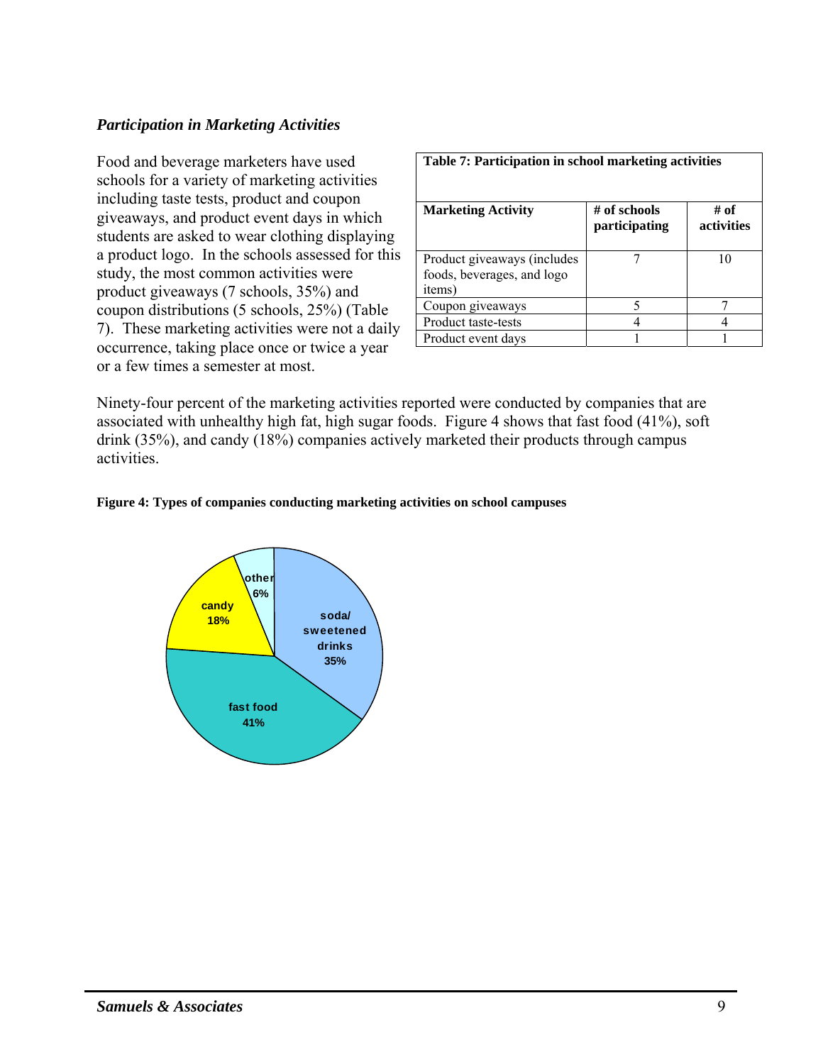### *Participation in Marketing Activities*

Food and beverage marketers have used schools for a variety of marketing activities including taste tests, product and coupon giveaways, and product event days in which students are asked to wear clothing displaying a product logo. In the schools assessed for this study, the most common activities were product giveaways (7 schools, 35%) and coupon distributions (5 schools, 25%) (Table 7). These marketing activities were not a daily occurrence, taking place once or twice a year or a few times a semester at most.

**Table 7: Participation in school marketing activities**

| Marketing Activity | # of schools participating | # of activities |
|---|---|---|
| Product giveaways (includes foods, beverages, and logo items) | 7 | 10 |
| Coupon giveaways | 5 | 7 |
| Product taste-tests | 4 | 4 |
| Product event days | 1 | 1 |

Ninety-four percent of the marketing activities reported were conducted by companies that are associated with unhealthy high fat, high sugar foods. Figure 4 shows that fast food (41%), soft drink (35%), and candy (18%) companies actively marketed their products through campus activities.

**Figure 4: Types of companies conducting marketing activities on school campuses**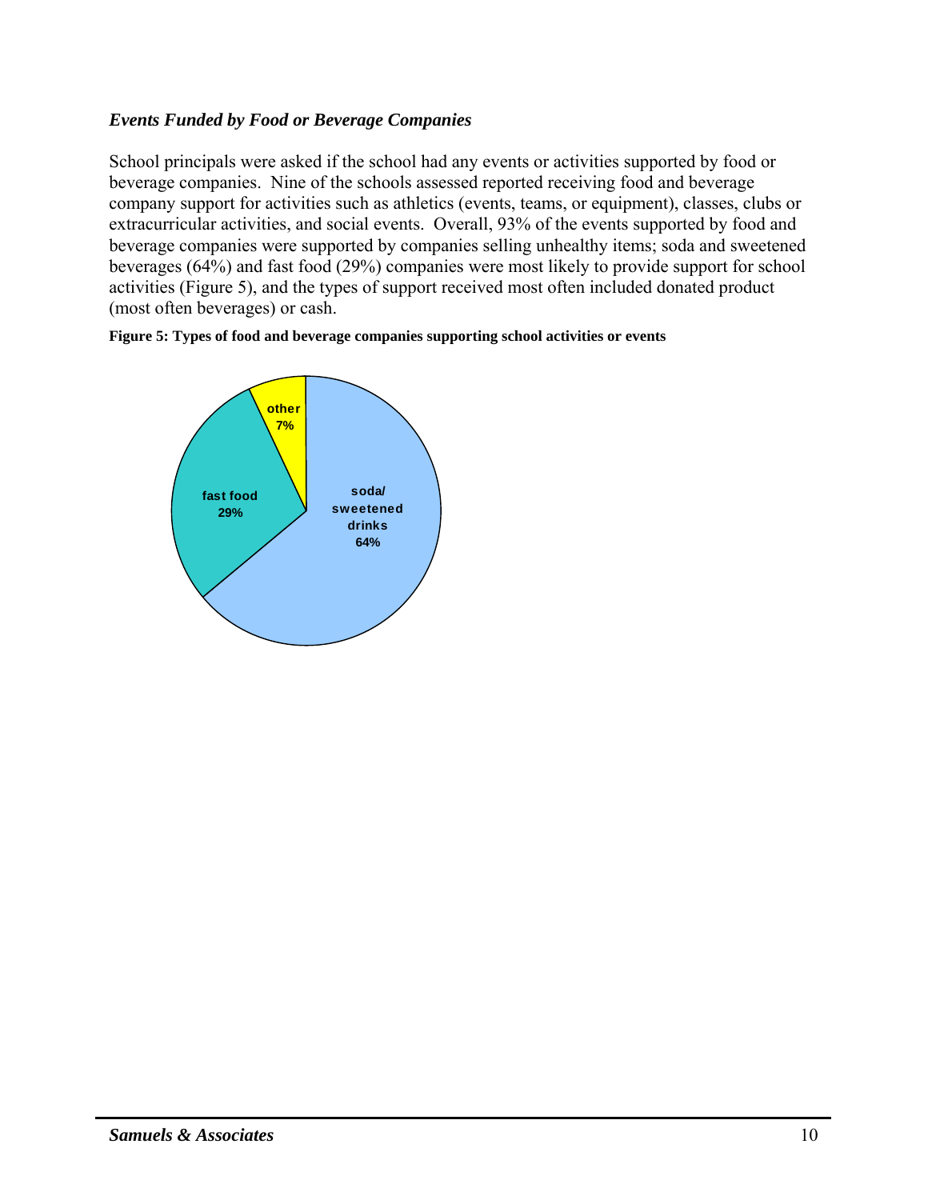### *Events Funded by Food or Beverage Companies*

School principals were asked if the school had any events or activities supported by food or beverage companies. Nine of the schools assessed reported receiving food and beverage company support for activities such as athletics (events, teams, or equipment), classes, clubs or extracurricular activities, and social events. Overall, 93% of the events supported by food and beverage companies were supported by companies selling unhealthy items; soda and sweetened beverages (64%) and fast food (29%) companies were most likely to provide support for school activities (Figure 5), and the types of support received most often included donated product (most often beverages) or cash.

**Figure 5: Types of food and beverage companies supporting school activities or events**

| Type | Percent |
|---|---|
| soda/ sweetened drinks | 64% |
| fast food | 29% |
| other | 7% |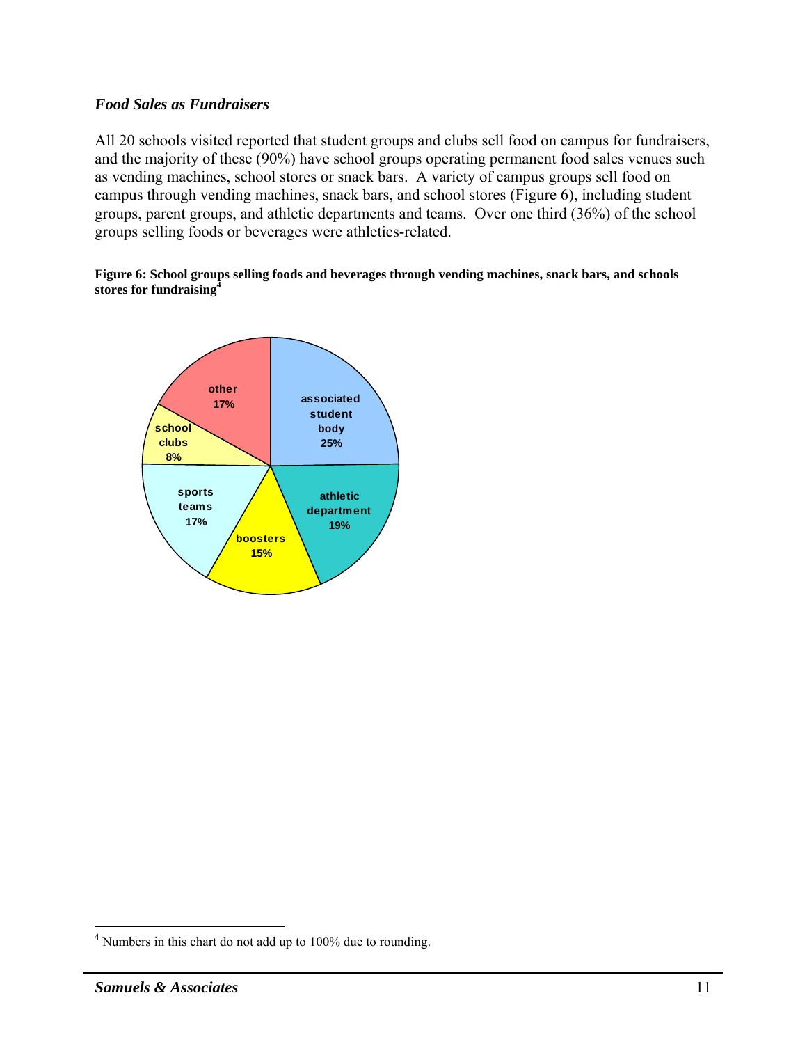### *Food Sales as Fundraisers*

All 20 schools visited reported that student groups and clubs sell food on campus for fundraisers, and the majority of these (90%) have school groups operating permanent food sales venues such as vending machines, school stores or snack bars. A variety of campus groups sell food on campus through vending machines, snack bars, and school stores (Figure 6), including student groups, parent groups, and athletic departments and teams. Over one third (36%) of the school groups selling foods or beverages were athletics-related.

**Figure 6: School groups selling foods and beverages through vending machines, snack bars, and schools stores for fundraising**[4]

| Group | Percentage |
|---|---|
| associated student body | 25% |
| athletic department | 19% |
| boosters | 15% |
| sports teams | 17% |
| school clubs | 8% |
| other | 17% |

[4] Numbers in this chart do not add up to 100% due to rounding.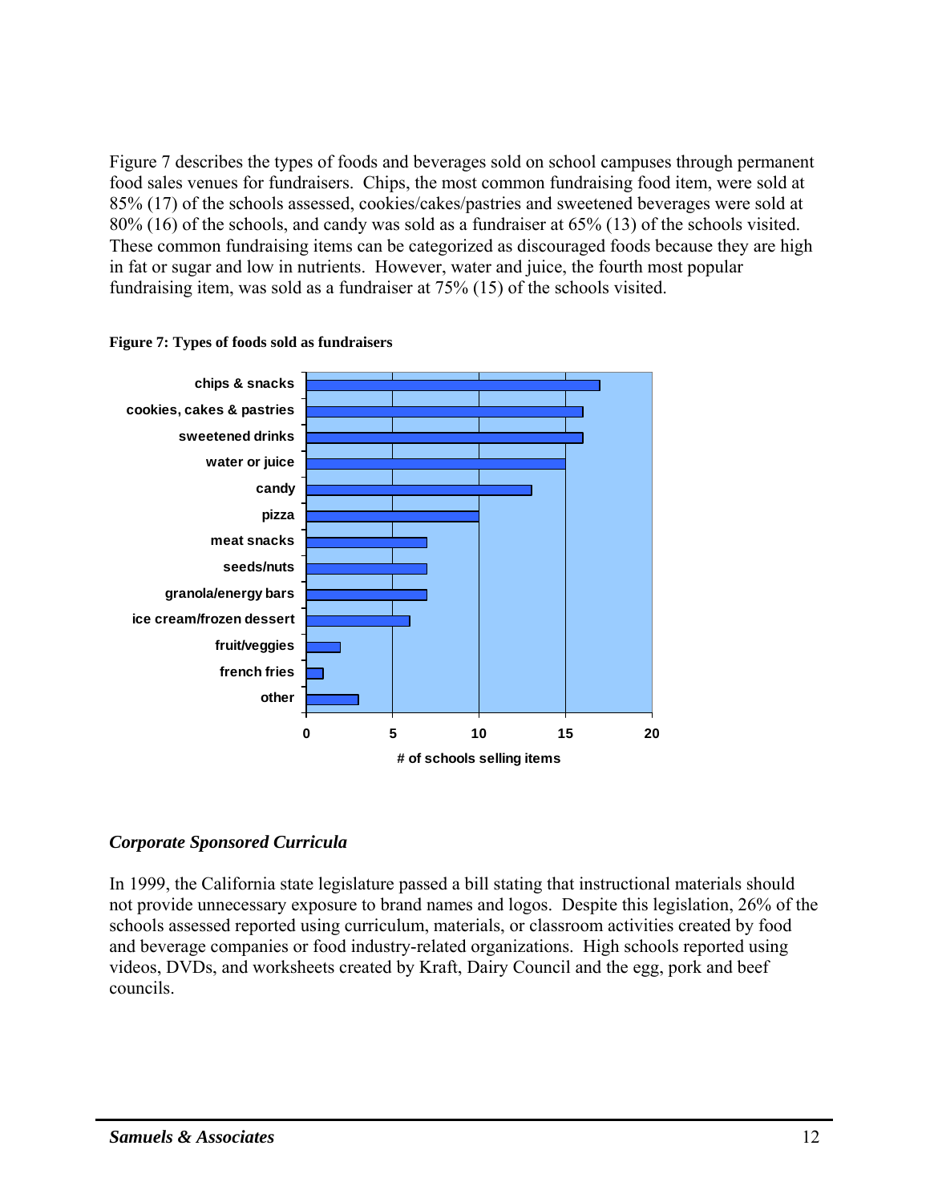Figure 7 describes the types of foods and beverages sold on school campuses through permanent food sales venues for fundraisers. Chips, the most common fundraising food item, were sold at 85% (17) of the schools assessed, cookies/cakes/pastries and sweetened beverages were sold at 80% (16) of the schools, and candy was sold as a fundraiser at 65% (13) of the schools visited. These common fundraising items can be categorized as discouraged foods because they are high in fat or sugar and low in nutrients. However, water and juice, the fourth most popular fundraising item, was sold as a fundraiser at 75% (15) of the schools visited.

**Figure 7: Types of foods sold as fundraisers**

| Item | # of schools selling items |
|---|---|
| chips & snacks | 17 |
| cookies, cakes & pastries | 16 |
| sweetened drinks | 16 |
| water or juice | 15 |
| candy | 13 |
| pizza | 10 |
| meat snacks | 7 |
| seeds/nuts | 7 |
| granola/energy bars | 7 |
| ice cream/frozen dessert | 6 |
| fruit/veggies | 2 |
| french fries | 1 |
| other | 3 |

### *Corporate Sponsored Curricula*

In 1999, the California state legislature passed a bill stating that instructional materials should not provide unnecessary exposure to brand names and logos. Despite this legislation, 26% of the schools assessed reported using curriculum, materials, or classroom activities created by food and beverage companies or food industry-related organizations. High schools reported using videos, DVDs, and worksheets created by Kraft, Dairy Council and the egg, pork and beef councils.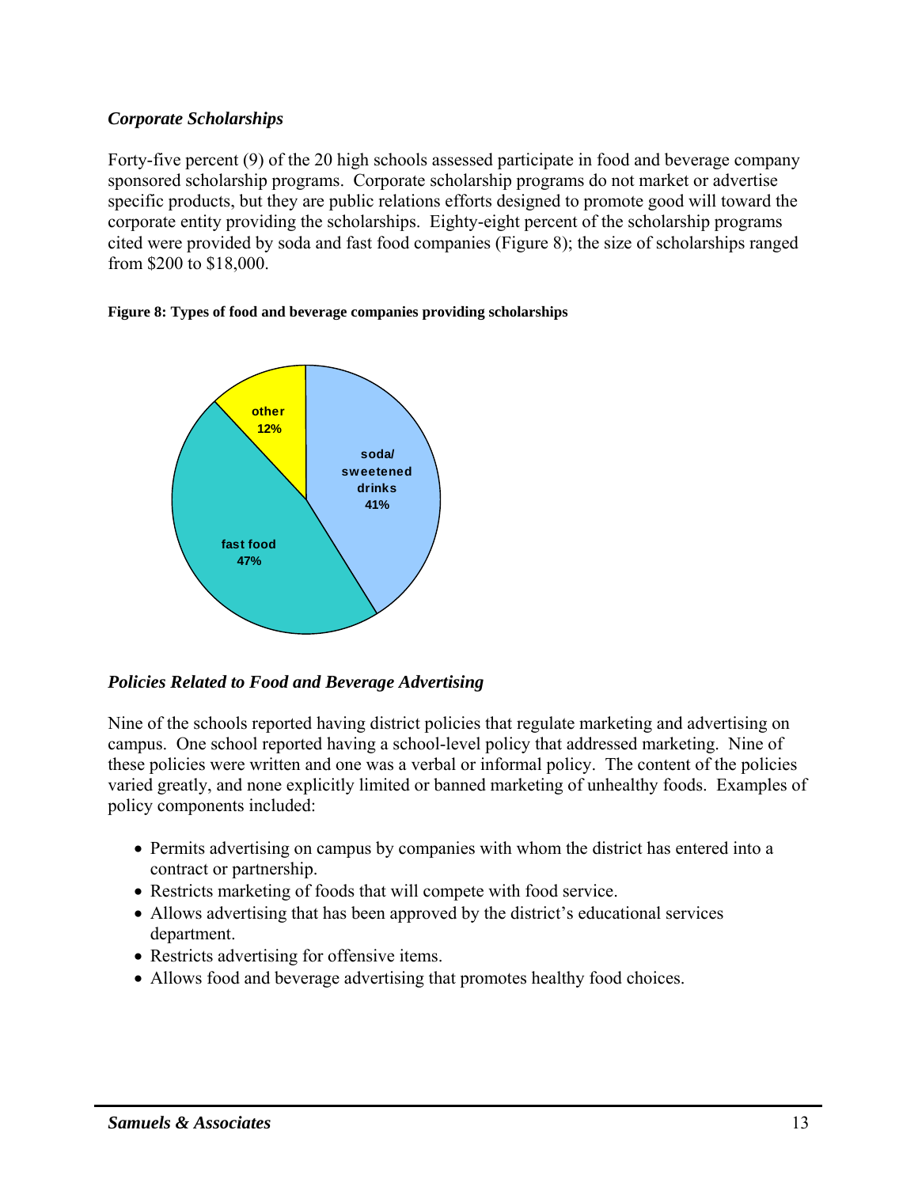### *Corporate Scholarships*

Forty-five percent (9) of the 20 high schools assessed participate in food and beverage company sponsored scholarship programs. Corporate scholarship programs do not market or advertise specific products, but they are public relations efforts designed to promote good will toward the corporate entity providing the scholarships. Eighty-eight percent of the scholarship programs cited were provided by soda and fast food companies (Figure 8); the size of scholarships ranged from $200 to $18,000.

**Figure 8: Types of food and beverage companies providing scholarships**

| Type | Percent |
|---|---|
| soda/ sweetened drinks | 41% |
| fast food | 47% |
| other | 12% |

### *Policies Related to Food and Beverage Advertising*

Nine of the schools reported having district policies that regulate marketing and advertising on campus. One school reported having a school-level policy that addressed marketing. Nine of these policies were written and one was a verbal or informal policy. The content of the policies varied greatly, and none explicitly limited or banned marketing of unhealthy foods. Examples of policy components included:

- Permits advertising on campus by companies with whom the district has entered into a contract or partnership.
- Restricts marketing of foods that will compete with food service.
- Allows advertising that has been approved by the district's educational services department.
- Restricts advertising for offensive items.
- Allows food and beverage advertising that promotes healthy food choices.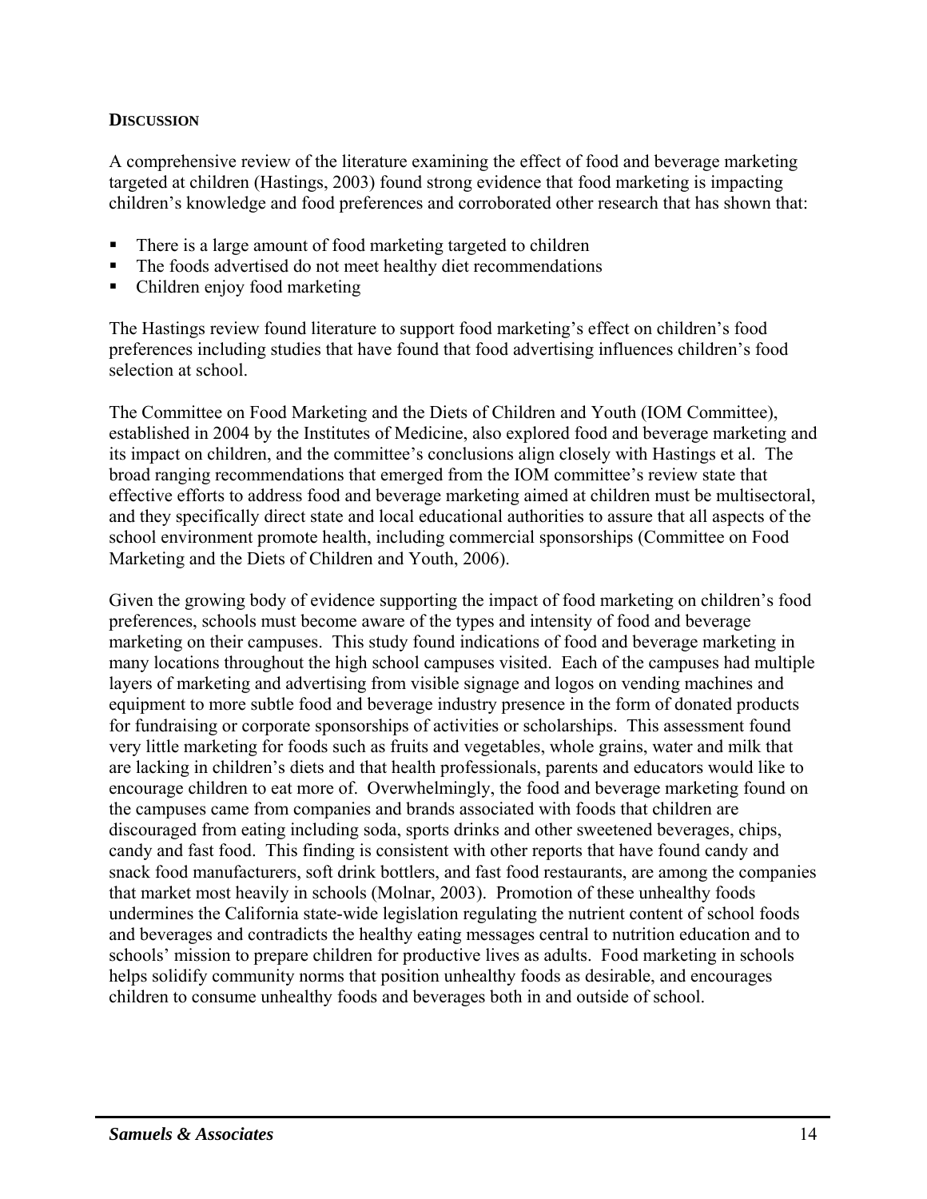## DISCUSSION

A comprehensive review of the literature examining the effect of food and beverage marketing targeted at children (Hastings, 2003) found strong evidence that food marketing is impacting children's knowledge and food preferences and corroborated other research that has shown that:

- There is a large amount of food marketing targeted to children
- The foods advertised do not meet healthy diet recommendations
- Children enjoy food marketing

The Hastings review found literature to support food marketing's effect on children's food preferences including studies that have found that food advertising influences children's food selection at school.

The Committee on Food Marketing and the Diets of Children and Youth (IOM Committee), established in 2004 by the Institutes of Medicine, also explored food and beverage marketing and its impact on children, and the committee's conclusions align closely with Hastings et al. The broad ranging recommendations that emerged from the IOM committee's review state that effective efforts to address food and beverage marketing aimed at children must be multisectoral, and they specifically direct state and local educational authorities to assure that all aspects of the school environment promote health, including commercial sponsorships (Committee on Food Marketing and the Diets of Children and Youth, 2006).

Given the growing body of evidence supporting the impact of food marketing on children's food preferences, schools must become aware of the types and intensity of food and beverage marketing on their campuses. This study found indications of food and beverage marketing in many locations throughout the high school campuses visited. Each of the campuses had multiple layers of marketing and advertising from visible signage and logos on vending machines and equipment to more subtle food and beverage industry presence in the form of donated products for fundraising or corporate sponsorships of activities or scholarships. This assessment found very little marketing for foods such as fruits and vegetables, whole grains, water and milk that are lacking in children's diets and that health professionals, parents and educators would like to encourage children to eat more of. Overwhelmingly, the food and beverage marketing found on the campuses came from companies and brands associated with foods that children are discouraged from eating including soda, sports drinks and other sweetened beverages, chips, candy and fast food. This finding is consistent with other reports that have found candy and snack food manufacturers, soft drink bottlers, and fast food restaurants, are among the companies that market most heavily in schools (Molnar, 2003). Promotion of these unhealthy foods undermines the California state-wide legislation regulating the nutrient content of school foods and beverages and contradicts the healthy eating messages central to nutrition education and to schools' mission to prepare children for productive lives as adults. Food marketing in schools helps solidify community norms that position unhealthy foods as desirable, and encourages children to consume unhealthy foods and beverages both in and outside of school.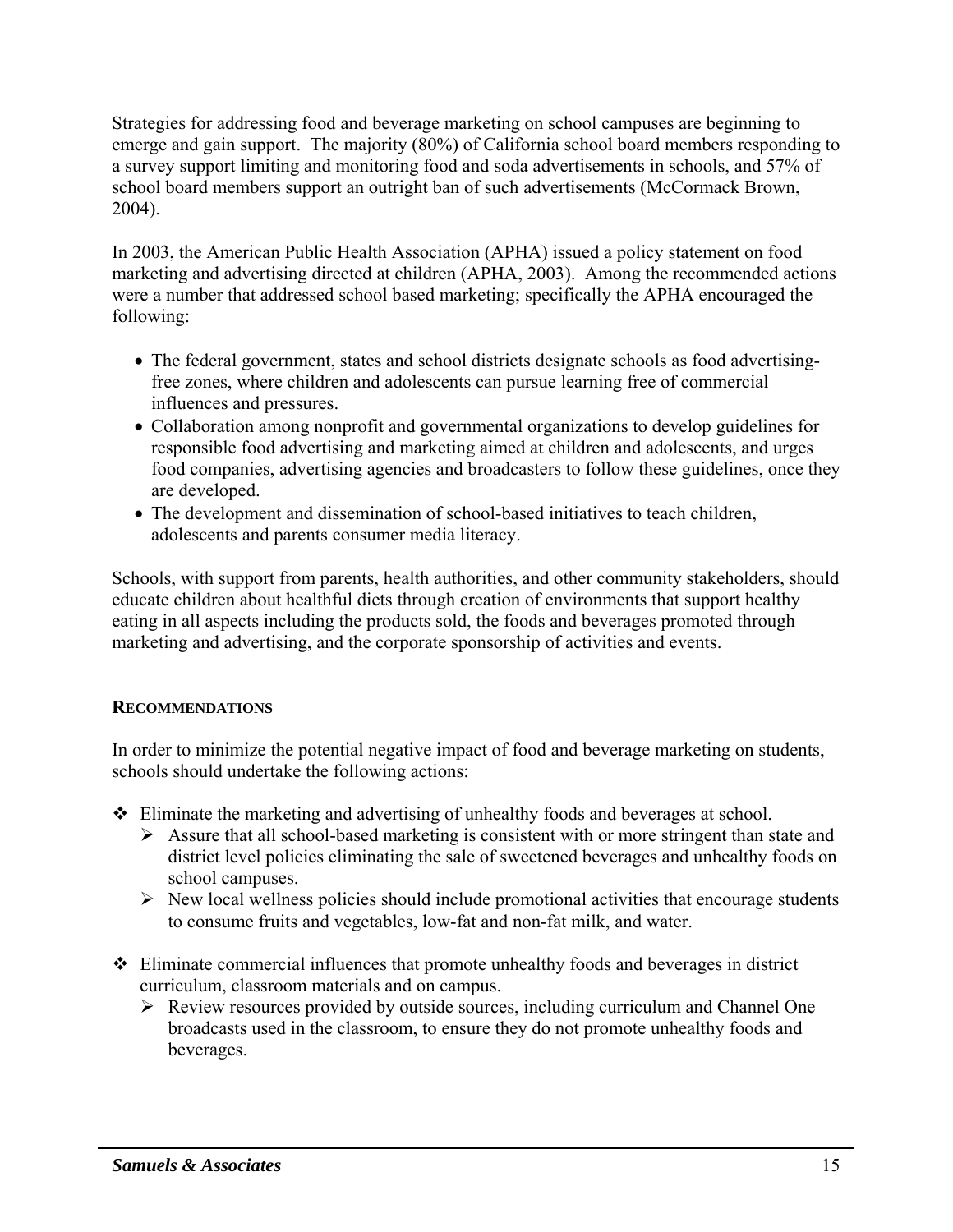Strategies for addressing food and beverage marketing on school campuses are beginning to emerge and gain support. The majority (80%) of California school board members responding to a survey support limiting and monitoring food and soda advertisements in schools, and 57% of school board members support an outright ban of such advertisements (McCormack Brown, 2004).

In 2003, the American Public Health Association (APHA) issued a policy statement on food marketing and advertising directed at children (APHA, 2003). Among the recommended actions were a number that addressed school based marketing; specifically the APHA encouraged the following:

- The federal government, states and school districts designate schools as food advertising-free zones, where children and adolescents can pursue learning free of commercial influences and pressures.
- Collaboration among nonprofit and governmental organizations to develop guidelines for responsible food advertising and marketing aimed at children and adolescents, and urges food companies, advertising agencies and broadcasters to follow these guidelines, once they are developed.
- The development and dissemination of school-based initiatives to teach children, adolescents and parents consumer media literacy.

Schools, with support from parents, health authorities, and other community stakeholders, should educate children about healthful diets through creation of environments that support healthy eating in all aspects including the products sold, the foods and beverages promoted through marketing and advertising, and the corporate sponsorship of activities and events.

## RECOMMENDATIONS

In order to minimize the potential negative impact of food and beverage marketing on students, schools should undertake the following actions:

- Eliminate the marketing and advertising of unhealthy foods and beverages at school.
  - Assure that all school-based marketing is consistent with or more stringent than state and district level policies eliminating the sale of sweetened beverages and unhealthy foods on school campuses.
  - New local wellness policies should include promotional activities that encourage students to consume fruits and vegetables, low-fat and non-fat milk, and water.

- Eliminate commercial influences that promote unhealthy foods and beverages in district curriculum, classroom materials and on campus.
  - Review resources provided by outside sources, including curriculum and Channel One broadcasts used in the classroom, to ensure they do not promote unhealthy foods and beverages.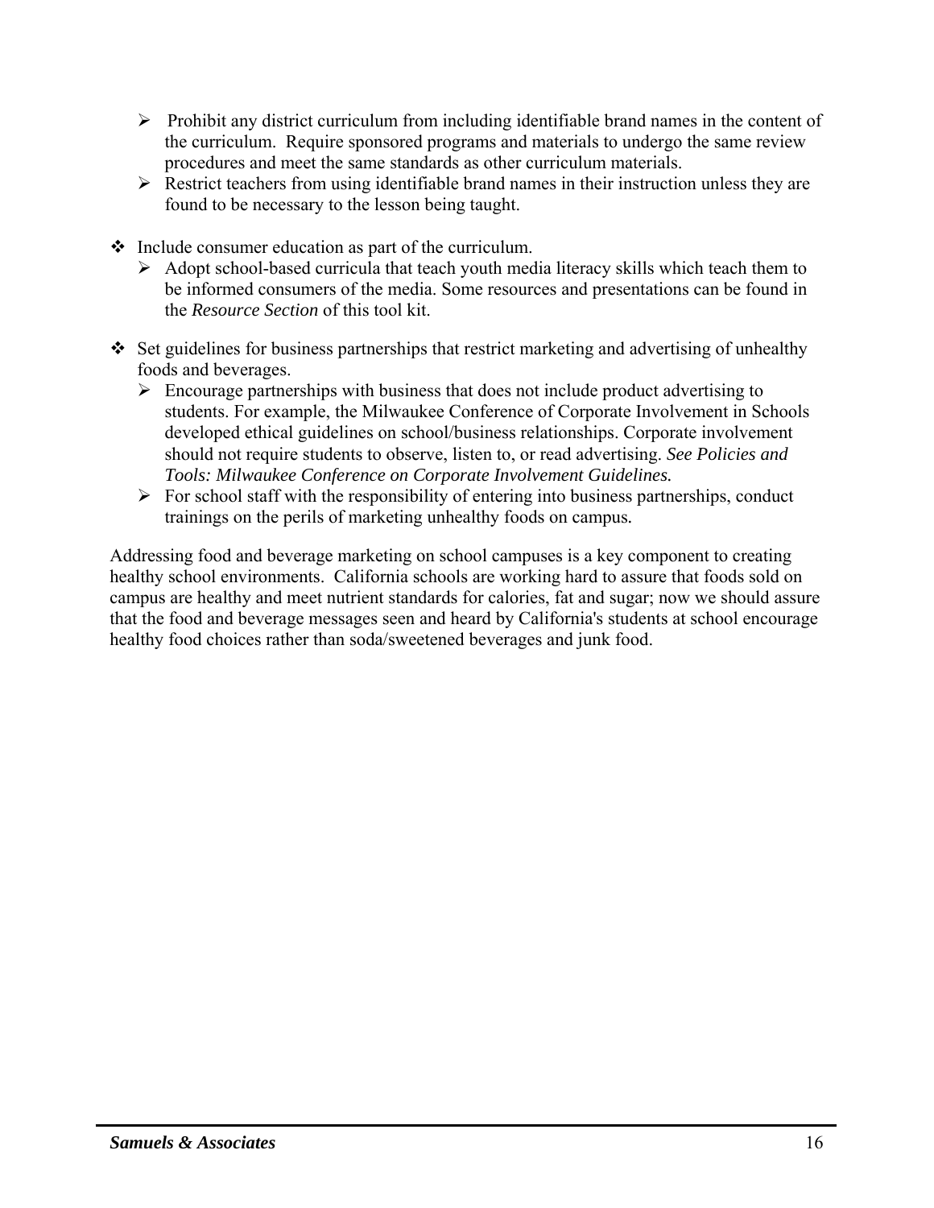- Prohibit any district curriculum from including identifiable brand names in the content of the curriculum. Require sponsored programs and materials to undergo the same review procedures and meet the same standards as other curriculum materials.
  - Restrict teachers from using identifiable brand names in their instruction unless they are found to be necessary to the lesson being taught.

- Include consumer education as part of the curriculum.
  - Adopt school-based curricula that teach youth media literacy skills which teach them to be informed consumers of the media. Some resources and presentations can be found in the *Resource Section* of this tool kit.

- Set guidelines for business partnerships that restrict marketing and advertising of unhealthy foods and beverages.
  - Encourage partnerships with business that does not include product advertising to students. For example, the Milwaukee Conference of Corporate Involvement in Schools developed ethical guidelines on school/business relationships. Corporate involvement should not require students to observe, listen to, or read advertising. *See Policies and Tools: Milwaukee Conference on Corporate Involvement Guidelines.*
  - For school staff with the responsibility of entering into business partnerships, conduct trainings on the perils of marketing unhealthy foods on campus.

Addressing food and beverage marketing on school campuses is a key component to creating healthy school environments. California schools are working hard to assure that foods sold on campus are healthy and meet nutrient standards for calories, fat and sugar; now we should assure that the food and beverage messages seen and heard by California's students at school encourage healthy food choices rather than soda/sweetened beverages and junk food.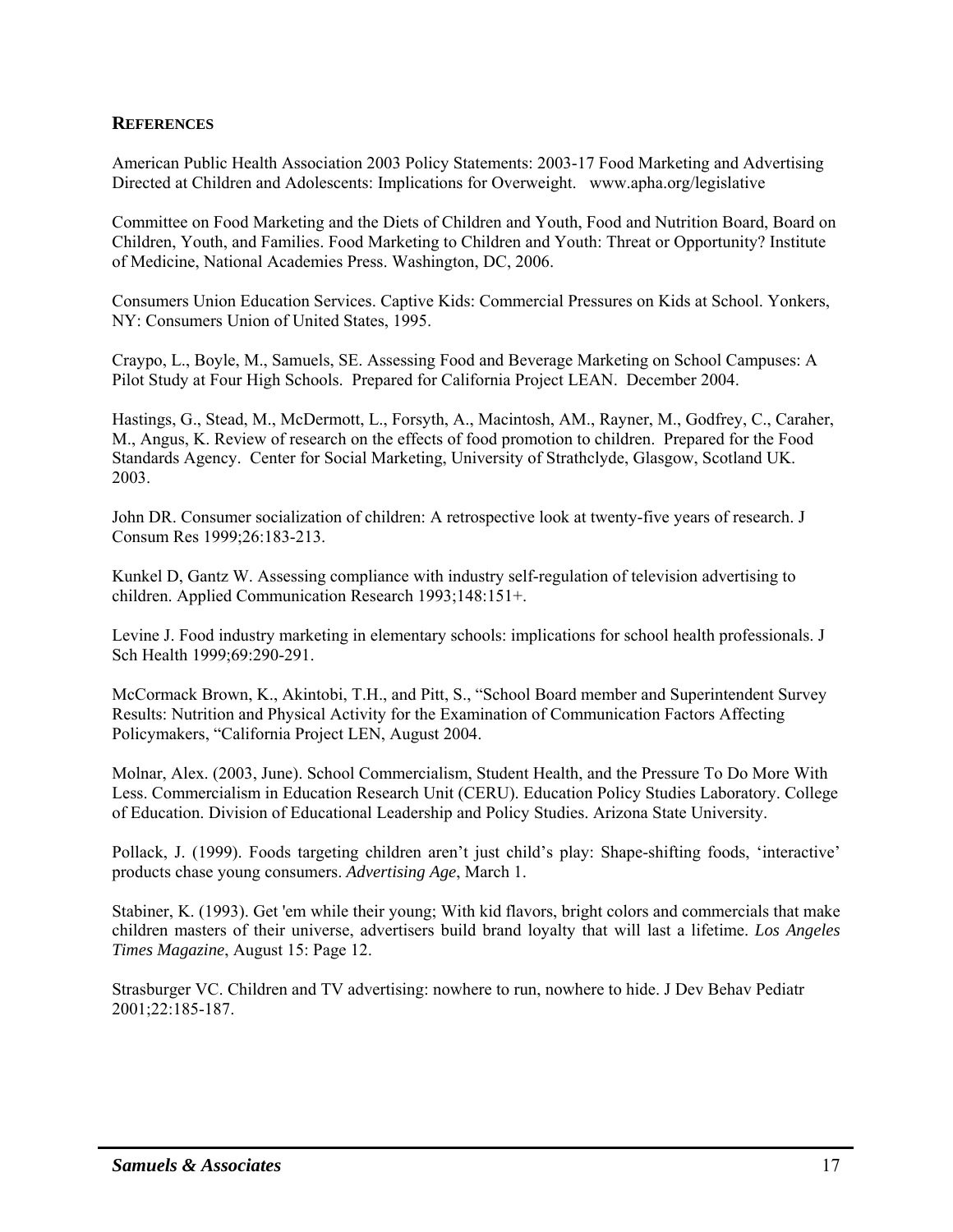## REFERENCES

American Public Health Association 2003 Policy Statements: 2003-17 Food Marketing and Advertising Directed at Children and Adolescents: Implications for Overweight. www.apha.org/legislative

Committee on Food Marketing and the Diets of Children and Youth, Food and Nutrition Board, Board on Children, Youth, and Families. Food Marketing to Children and Youth: Threat or Opportunity? Institute of Medicine, National Academies Press. Washington, DC, 2006.

Consumers Union Education Services. Captive Kids: Commercial Pressures on Kids at School. Yonkers, NY: Consumers Union of United States, 1995.

Craypo, L., Boyle, M., Samuels, SE. Assessing Food and Beverage Marketing on School Campuses: A Pilot Study at Four High Schools. Prepared for California Project LEAN. December 2004.

Hastings, G., Stead, M., McDermott, L., Forsyth, A., Macintosh, AM., Rayner, M., Godfrey, C., Caraher, M., Angus, K. Review of research on the effects of food promotion to children. Prepared for the Food Standards Agency. Center for Social Marketing, University of Strathclyde, Glasgow, Scotland UK. 2003.

John DR. Consumer socialization of children: A retrospective look at twenty-five years of research. J Consum Res 1999;26:183-213.

Kunkel D, Gantz W. Assessing compliance with industry self-regulation of television advertising to children. Applied Communication Research 1993;148:151+.

Levine J. Food industry marketing in elementary schools: implications for school health professionals. J Sch Health 1999;69:290-291.

McCormack Brown, K., Akintobi, T.H., and Pitt, S., "School Board member and Superintendent Survey Results: Nutrition and Physical Activity for the Examination of Communication Factors Affecting Policymakers, "California Project LEN, August 2004.

Molnar, Alex. (2003, June). School Commercialism, Student Health, and the Pressure To Do More With Less. Commercialism in Education Research Unit (CERU). Education Policy Studies Laboratory. College of Education. Division of Educational Leadership and Policy Studies. Arizona State University.

Pollack, J. (1999). Foods targeting children aren't just child's play: Shape-shifting foods, 'interactive' products chase young consumers. *Advertising Age*, March 1.

Stabiner, K. (1993). Get 'em while their young; With kid flavors, bright colors and commercials that make children masters of their universe, advertisers build brand loyalty that will last a lifetime. *Los Angeles Times Magazine*, August 15: Page 12.

Strasburger VC. Children and TV advertising: nowhere to run, nowhere to hide. J Dev Behav Pediatr 2001;22:185-187.